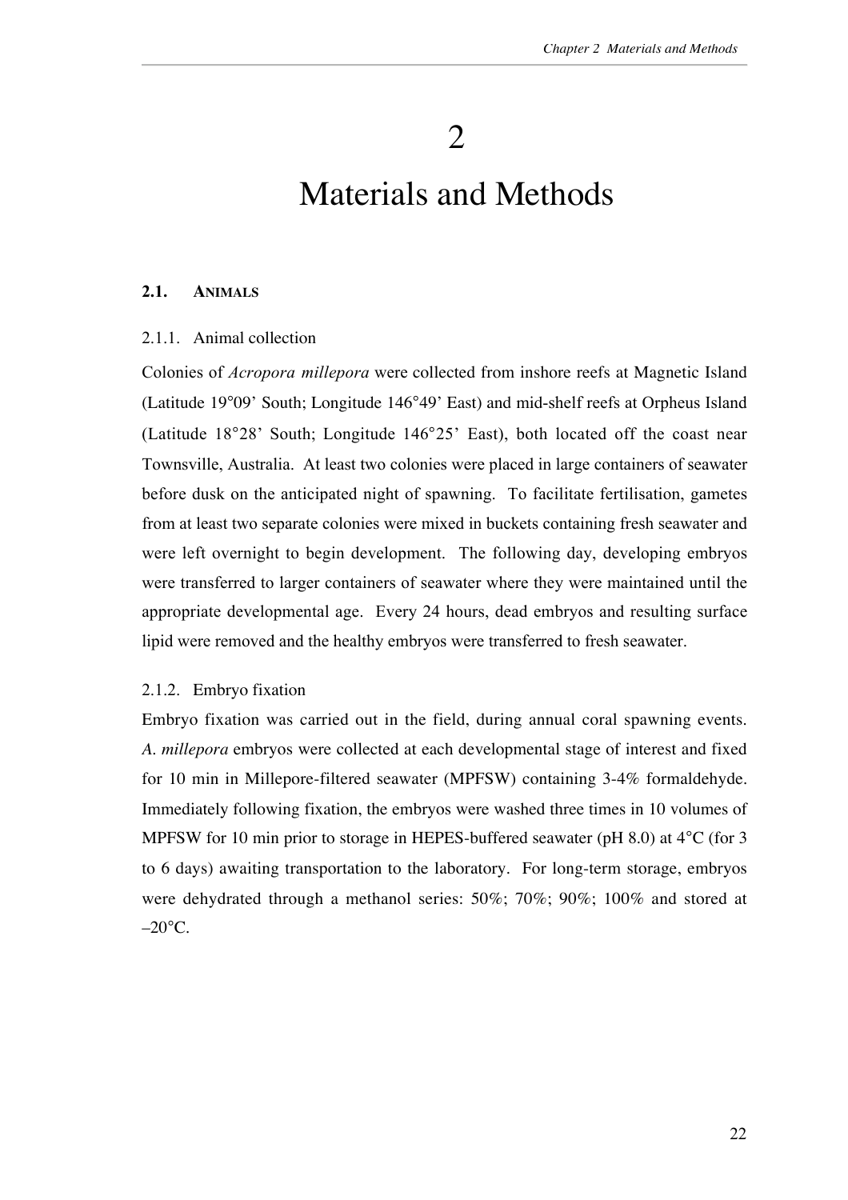# 2

# Materials and Methods

## 2.1. ANIMALS

### 2.1.1. Animal collection

Colonies of *Acropora millepora* were collected from inshore reefs at Magnetic Island (Latitude 19°09' South; Longitude 146°49' East) and mid-shelf reefs at Orpheus Island (Latitude 18°28' South; Longitude 146°25' East), both located off the coast near Townsville, Australia. At least two colonies were placed in large containers of seawater before dusk on the anticipated night of spawning. To facilitate fertilisation, gametes from at least two separate colonies were mixed in buckets containing fresh seawater and were left overnight to begin development. The following day, developing embryos were transferred to larger containers of seawater where they were maintained until the appropriate developmental age. Every 24 hours, dead embryos and resulting surface lipid were removed and the healthy embryos were transferred to fresh seawater.

### 2.1.2. Embryo fixation

Embryo fixation was carried out in the field, during annual coral spawning events. *A. millepora* embryos were collected at each developmental stage of interest and fixed for 10 min in Millepore-filtered seawater (MPFSW) containing 3-4% formaldehyde. Immediately following fixation, the embryos were washed three times in 10 volumes of MPFSW for 10 min prior to storage in HEPES-buffered seawater (pH 8.0) at 4°C (for 3 to 6 days) awaiting transportation to the laboratory. For long-term storage, embryos were dehydrated through a methanol series: 50%; 70%; 90%; 100% and stored at –20°C.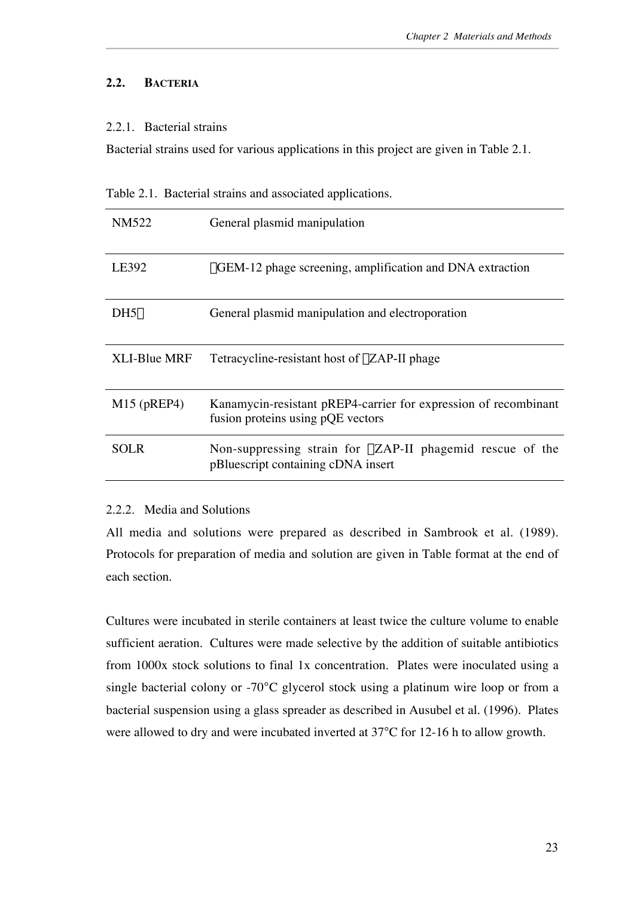## 2.2. Bacteria

### 2.2.1. Bacterial strains

Bacterial strains used for various applications in this project are given in Table 2.1.

Table 2.1. Bacterial strains and associated applications.

| | |
|---|---|
| NM522 | General plasmid manipulation |
| LE392 | λGEM-12 phage screening, amplification and DNA extraction |
| DH5α | General plasmid manipulation and electroporation |
| XLI-Blue MRF | Tetracycline-resistant host of λZAP-II phage |
| M15 (pREP4) | Kanamycin-resistant pREP4-carrier for expression of recombinant fusion proteins using pQE vectors |
| SOLR | Non-suppressing strain for λZAP-II phagemid rescue of the pBluescript containing cDNA insert |

### 2.2.2. Media and Solutions

All media and solutions were prepared as described in Sambrook et al. (1989). Protocols for preparation of media and solution are given in Table format at the end of each section.

Cultures were incubated in sterile containers at least twice the culture volume to enable sufficient aeration. Cultures were made selective by the addition of suitable antibiotics from 1000x stock solutions to final 1x concentration. Plates were inoculated using a single bacterial colony or -70°C glycerol stock using a platinum wire loop or from a bacterial suspension using a glass spreader as described in Ausubel et al. (1996). Plates were allowed to dry and were incubated inverted at 37°C for 12-16 h to allow growth.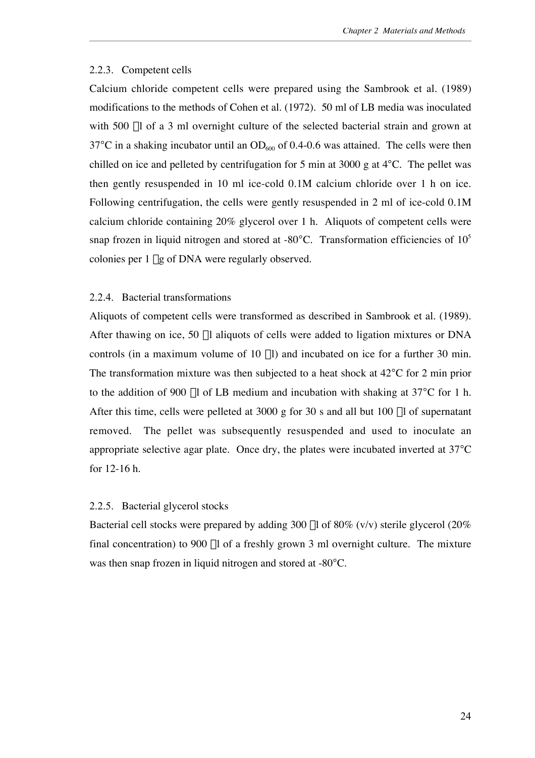### 2.2.3. Competent cells

Calcium chloride competent cells were prepared using the Sambrook et al. (1989) modifications to the methods of Cohen et al. (1972). 50 ml of LB media was inoculated with 500 μl of a 3 ml overnight culture of the selected bacterial strain and grown at 37°C in a shaking incubator until an $OD_{600}$ of 0.4-0.6 was attained. The cells were then chilled on ice and pelleted by centrifugation for 5 min at 3000 g at 4°C. The pellet was then gently resuspended in 10 ml ice-cold 0.1M calcium chloride over 1 h on ice. Following centrifugation, the cells were gently resuspended in 2 ml of ice-cold 0.1M calcium chloride containing 20% glycerol over 1 h. Aliquots of competent cells were snap frozen in liquid nitrogen and stored at -80°C. Transformation efficiencies of $10^5$ colonies per 1 μg of DNA were regularly observed.

### 2.2.4. Bacterial transformations

Aliquots of competent cells were transformed as described in Sambrook et al. (1989). After thawing on ice, 50 μl aliquots of cells were added to ligation mixtures or DNA controls (in a maximum volume of 10 μl) and incubated on ice for a further 30 min. The transformation mixture was then subjected to a heat shock at 42°C for 2 min prior to the addition of 900 μl of LB medium and incubation with shaking at 37°C for 1 h. After this time, cells were pelleted at 3000 g for 30 s and all but 100 μl of supernatant removed. The pellet was subsequently resuspended and used to inoculate an appropriate selective agar plate. Once dry, the plates were incubated inverted at 37°C for 12-16 h.

### 2.2.5. Bacterial glycerol stocks

Bacterial cell stocks were prepared by adding 300 μl of 80% (v/v) sterile glycerol (20% final concentration) to 900 μl of a freshly grown 3 ml overnight culture. The mixture was then snap frozen in liquid nitrogen and stored at -80°C.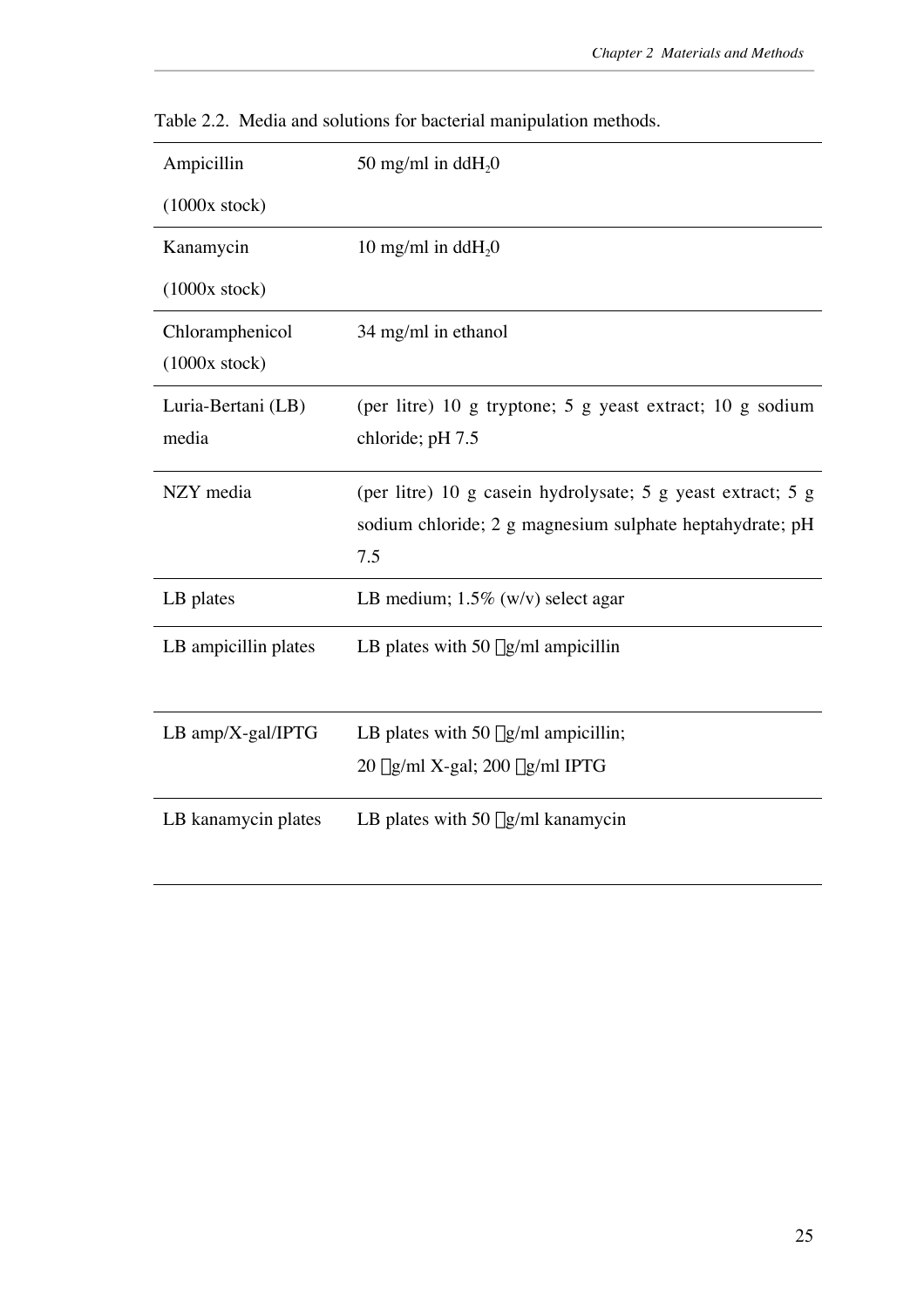Table 2.2. Media and solutions for bacterial manipulation methods.

| | |
|---|---|
| Ampicillin (1000x stock) | 50 mg/ml in $ddH_20$ |
| Kanamycin (1000x stock) | 10 mg/ml in $ddH_20$ |
| Chloramphenicol (1000x stock) | 34 mg/ml in ethanol |
| Luria-Bertani (LB) media | (per litre) 10 g tryptone; 5 g yeast extract; 10 g sodium chloride; pH 7.5 |
| NZY media | (per litre) 10 g casein hydrolysate; 5 g yeast extract; 5 g sodium chloride; 2 g magnesium sulphate heptahydrate; pH 7.5 |
| LB plates | LB medium; 1.5% (w/v) select agar |
| LB ampicillin plates | LB plates with 50 μg/ml ampicillin |
| LB amp/X-gal/IPTG | LB plates with 50 μg/ml ampicillin; 20 μg/ml X-gal; 200 μg/ml IPTG |
| LB kanamycin plates | LB plates with 50 μg/ml kanamycin |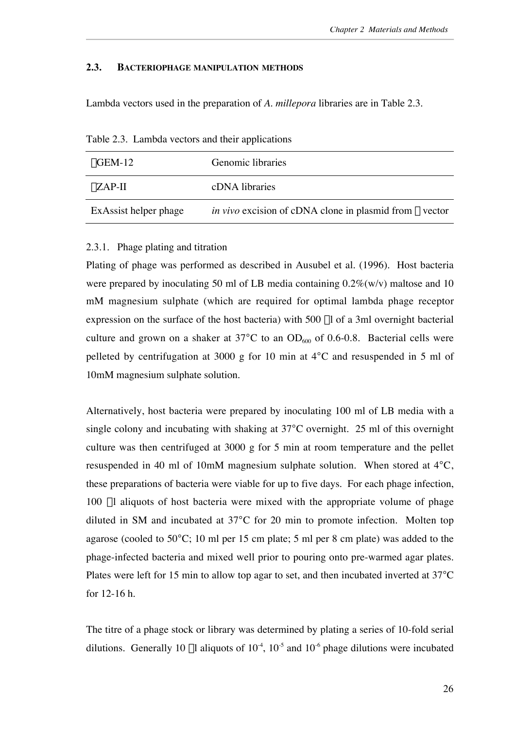### 2.3. BACTERIOPHAGE MANIPULATION METHODS

Lambda vectors used in the preparation of *A. millepora* libraries are in Table 2.3.

Table 2.3. Lambda vectors and their applications

| | |
|---|---|
| λGEM-12 | Genomic libraries |
| λZAP-II | cDNA libraries |
| ExAssist helper phage | *in vivo* excision of cDNA clone in plasmid from λ vector |

2.3.1. Phage plating and titration

Plating of phage was performed as described in Ausubel et al. (1996). Host bacteria were prepared by inoculating 50 ml of LB media containing 0.2%(w/v) maltose and 10 mM magnesium sulphate (which are required for optimal lambda phage receptor expression on the surface of the host bacteria) with 500 μl of a 3ml overnight bacterial culture and grown on a shaker at 37°C to an $OD_{600}$ of 0.6-0.8. Bacterial cells were pelleted by centrifugation at 3000 g for 10 min at 4°C and resuspended in 5 ml of 10mM magnesium sulphate solution.

Alternatively, host bacteria were prepared by inoculating 100 ml of LB media with a single colony and incubating with shaking at 37°C overnight. 25 ml of this overnight culture was then centrifuged at 3000 g for 5 min at room temperature and the pellet resuspended in 40 ml of 10mM magnesium sulphate solution. When stored at 4°C, these preparations of bacteria were viable for up to five days. For each phage infection, 100 μl aliquots of host bacteria were mixed with the appropriate volume of phage diluted in SM and incubated at 37°C for 20 min to promote infection. Molten top agarose (cooled to 50°C; 10 ml per 15 cm plate; 5 ml per 8 cm plate) was added to the phage-infected bacteria and mixed well prior to pouring onto pre-warmed agar plates. Plates were left for 15 min to allow top agar to set, and then incubated inverted at 37°C for 12-16 h.

The titre of a phage stock or library was determined by plating a series of 10-fold serial dilutions. Generally 10 μl aliquots of $10^{-4}$, $10^{-5}$ and $10^{-6}$ phage dilutions were incubated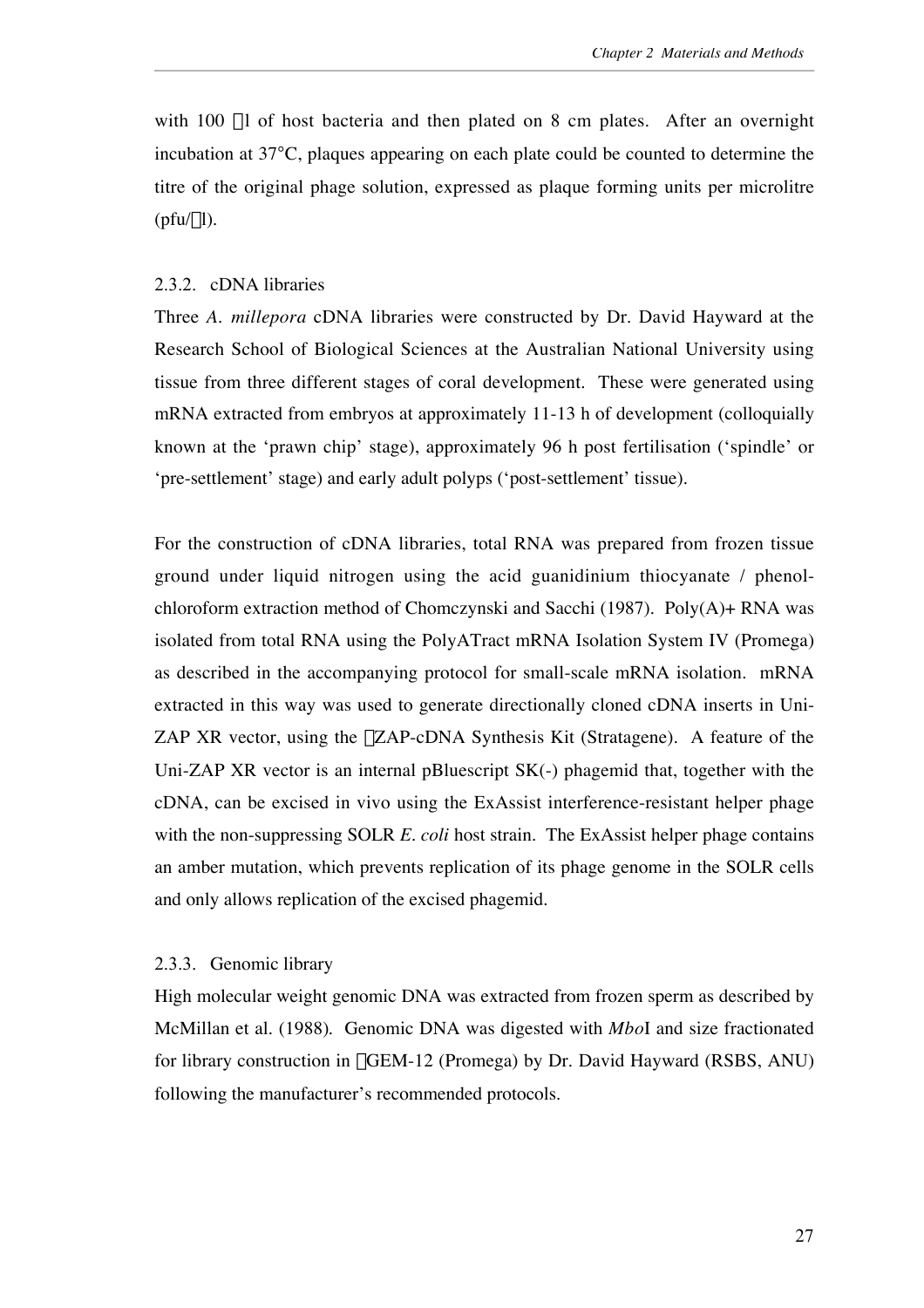with 100 μl of host bacteria and then plated on 8 cm plates. After an overnight incubation at 37°C, plaques appearing on each plate could be counted to determine the titre of the original phage solution, expressed as plaque forming units per microlitre (pfu/μl).

### 2.3.2. cDNA libraries

Three *A. millepora* cDNA libraries were constructed by Dr. David Hayward at the Research School of Biological Sciences at the Australian National University using tissue from three different stages of coral development. These were generated using mRNA extracted from embryos at approximately 11-13 h of development (colloquially known at the 'prawn chip' stage), approximately 96 h post fertilisation ('spindle' or 'pre-settlement' stage) and early adult polyps ('post-settlement' tissue).

For the construction of cDNA libraries, total RNA was prepared from frozen tissue ground under liquid nitrogen using the acid guanidinium thiocyanate / phenol-chloroform extraction method of Chomczynski and Sacchi (1987). Poly(A)+ RNA was isolated from total RNA using the PolyATract mRNA Isolation System IV (Promega) as described in the accompanying protocol for small-scale mRNA isolation. mRNA extracted in this way was used to generate directionally cloned cDNA inserts in Uni-ZAP XR vector, using the λZAP-cDNA Synthesis Kit (Stratagene). A feature of the Uni-ZAP XR vector is an internal pBluescript SK(-) phagemid that, together with the cDNA, can be excised in vivo using the ExAssist interference-resistant helper phage with the non-suppressing SOLR *E. coli* host strain. The ExAssist helper phage contains an amber mutation, which prevents replication of its phage genome in the SOLR cells and only allows replication of the excised phagemid.

### 2.3.3. Genomic library

High molecular weight genomic DNA was extracted from frozen sperm as described by McMillan et al. (1988). Genomic DNA was digested with *Mbo*I and size fractionated for library construction in λGEM-12 (Promega) by Dr. David Hayward (RSBS, ANU) following the manufacturer's recommended protocols.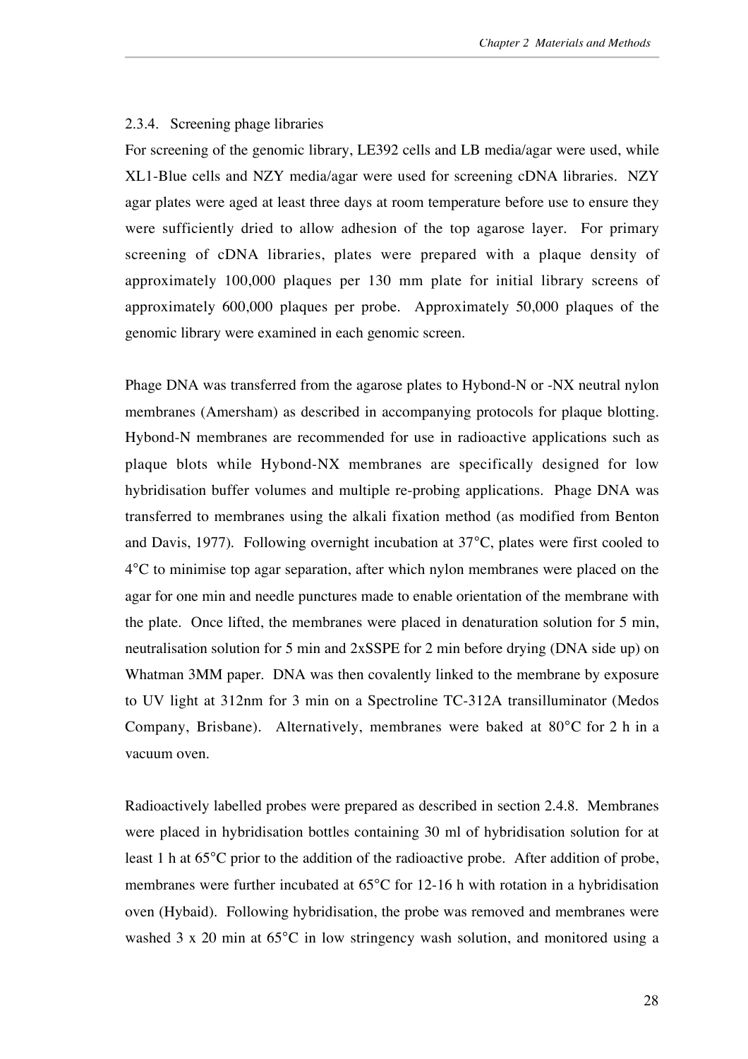### 2.3.4. Screening phage libraries

For screening of the genomic library, LE392 cells and LB media/agar were used, while XL1-Blue cells and NZY media/agar were used for screening cDNA libraries. NZY agar plates were aged at least three days at room temperature before use to ensure they were sufficiently dried to allow adhesion of the top agarose layer. For primary screening of cDNA libraries, plates were prepared with a plaque density of approximately 100,000 plaques per 130 mm plate for initial library screens of approximately 600,000 plaques per probe. Approximately 50,000 plaques of the genomic library were examined in each genomic screen.

Phage DNA was transferred from the agarose plates to Hybond-N or -NX neutral nylon membranes (Amersham) as described in accompanying protocols for plaque blotting. Hybond-N membranes are recommended for use in radioactive applications such as plaque blots while Hybond-NX membranes are specifically designed for low hybridisation buffer volumes and multiple re-probing applications. Phage DNA was transferred to membranes using the alkali fixation method (as modified from Benton and Davis, 1977). Following overnight incubation at 37°C, plates were first cooled to 4°C to minimise top agar separation, after which nylon membranes were placed on the agar for one min and needle punctures made to enable orientation of the membrane with the plate. Once lifted, the membranes were placed in denaturation solution for 5 min, neutralisation solution for 5 min and 2xSSPE for 2 min before drying (DNA side up) on Whatman 3MM paper. DNA was then covalently linked to the membrane by exposure to UV light at 312nm for 3 min on a Spectroline TC-312A transilluminator (Medos Company, Brisbane). Alternatively, membranes were baked at 80°C for 2 h in a vacuum oven.

Radioactively labelled probes were prepared as described in section 2.4.8. Membranes were placed in hybridisation bottles containing 30 ml of hybridisation solution for at least 1 h at 65°C prior to the addition of the radioactive probe. After addition of probe, membranes were further incubated at 65°C for 12-16 h with rotation in a hybridisation oven (Hybaid). Following hybridisation, the probe was removed and membranes were washed 3 x 20 min at 65°C in low stringency wash solution, and monitored using a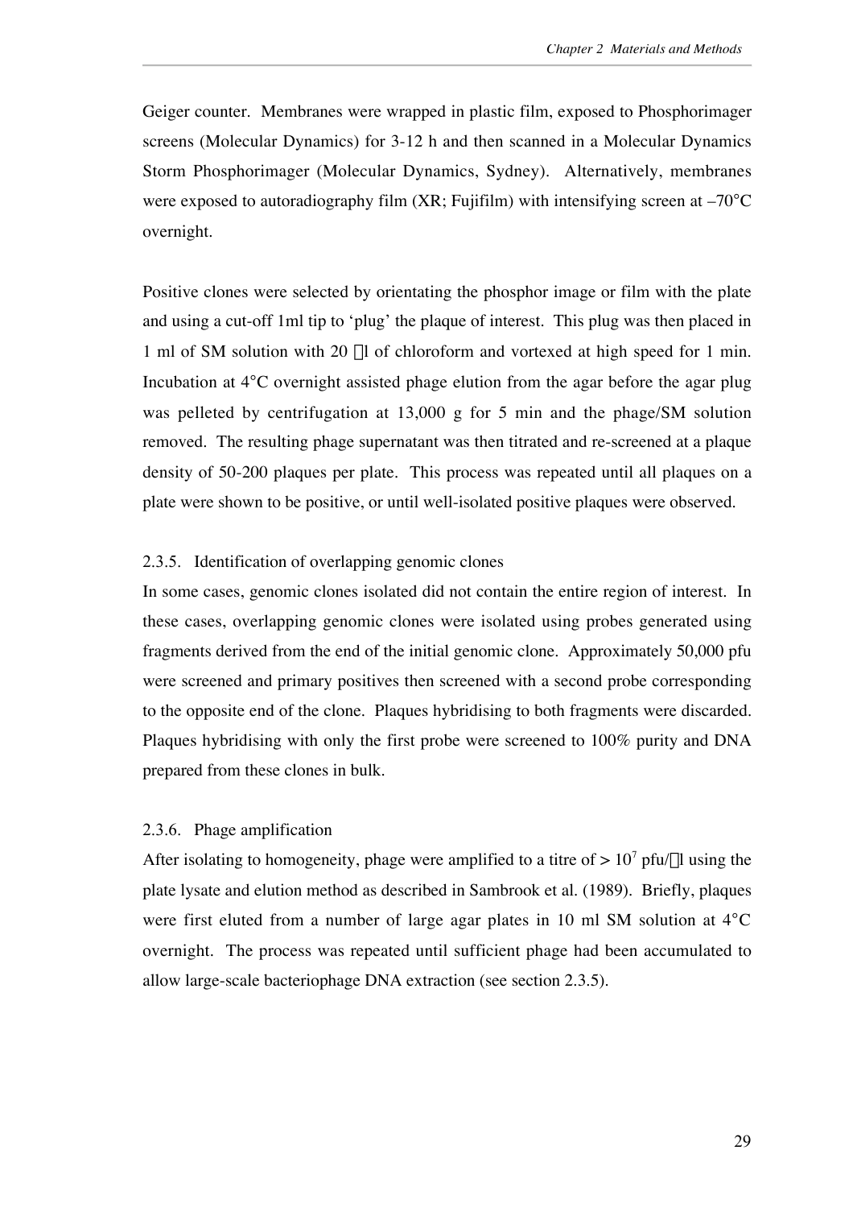Geiger counter. Membranes were wrapped in plastic film, exposed to Phosphorimager screens (Molecular Dynamics) for 3-12 h and then scanned in a Molecular Dynamics Storm Phosphorimager (Molecular Dynamics, Sydney). Alternatively, membranes were exposed to autoradiography film (XR; Fujifilm) with intensifying screen at –70°C overnight.

Positive clones were selected by orientating the phosphor image or film with the plate and using a cut-off 1ml tip to 'plug' the plaque of interest. This plug was then placed in 1 ml of SM solution with 20 μl of chloroform and vortexed at high speed for 1 min. Incubation at 4°C overnight assisted phage elution from the agar before the agar plug was pelleted by centrifugation at 13,000 g for 5 min and the phage/SM solution removed. The resulting phage supernatant was then titrated and re-screened at a plaque density of 50-200 plaques per plate. This process was repeated until all plaques on a plate were shown to be positive, or until well-isolated positive plaques were observed.

### 2.3.5. Identification of overlapping genomic clones

In some cases, genomic clones isolated did not contain the entire region of interest. In these cases, overlapping genomic clones were isolated using probes generated using fragments derived from the end of the initial genomic clone. Approximately 50,000 pfu were screened and primary positives then screened with a second probe corresponding to the opposite end of the clone. Plaques hybridising to both fragments were discarded. Plaques hybridising with only the first probe were screened to 100% purity and DNA prepared from these clones in bulk.

### 2.3.6. Phage amplification

After isolating to homogeneity, phage were amplified to a titre of > $10^7$ pfu/μl using the plate lysate and elution method as described in Sambrook et al. (1989). Briefly, plaques were first eluted from a number of large agar plates in 10 ml SM solution at 4°C overnight. The process was repeated until sufficient phage had been accumulated to allow large-scale bacteriophage DNA extraction (see section 2.3.5).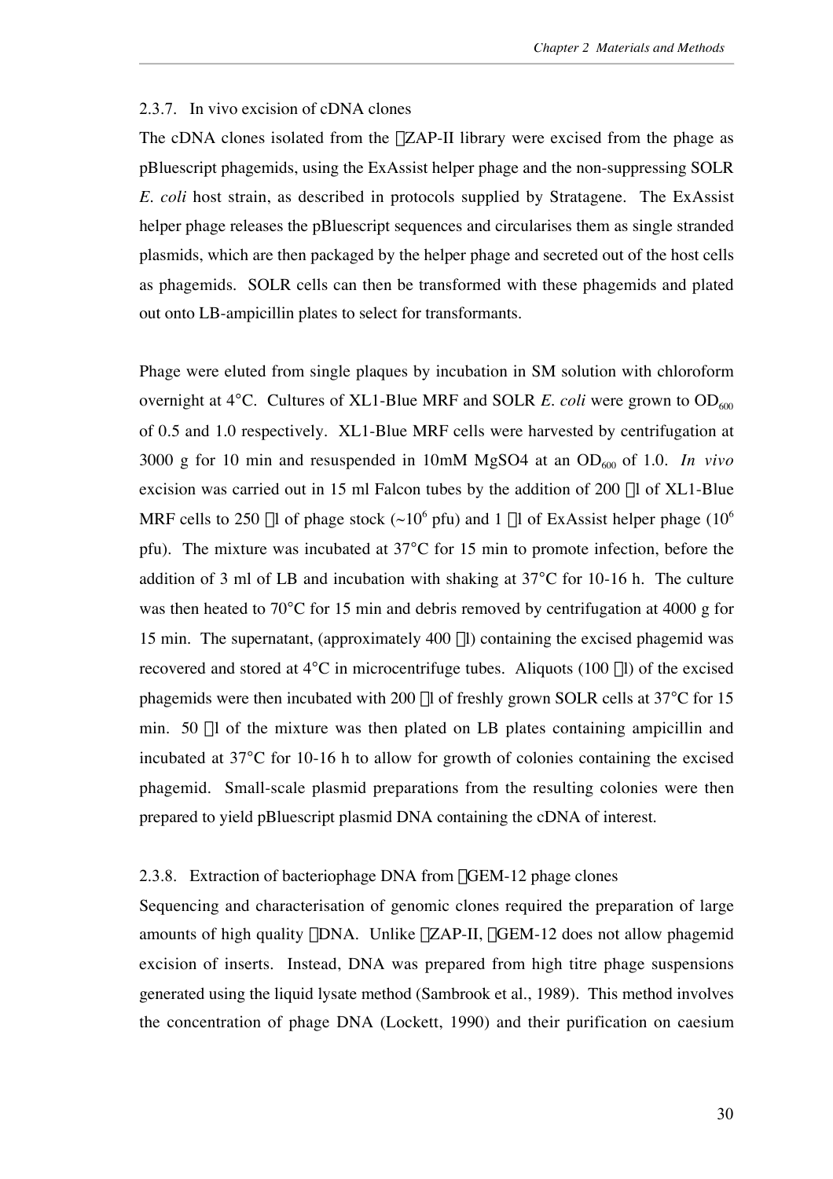### 2.3.7. In vivo excision of cDNA clones

The cDNA clones isolated from the λZAP-II library were excised from the phage as pBluescript phagemids, using the ExAssist helper phage and the non-suppressing SOLR *E. coli* host strain, as described in protocols supplied by Stratagene. The ExAssist helper phage releases the pBluescript sequences and circularises them as single stranded plasmids, which are then packaged by the helper phage and secreted out of the host cells as phagemids. SOLR cells can then be transformed with these phagemids and plated out onto LB-ampicillin plates to select for transformants.

Phage were eluted from single plaques by incubation in SM solution with chloroform overnight at 4°C. Cultures of XL1-Blue MRF and SOLR *E. coli* were grown to $OD_{600}$ of 0.5 and 1.0 respectively. XL1-Blue MRF cells were harvested by centrifugation at 3000 g for 10 min and resuspended in 10mM $MgSO_4$ at an $OD_{600}$ of 1.0. *In vivo* excision was carried out in 15 ml Falcon tubes by the addition of 200 μl of XL1-Blue MRF cells to 250 μl of phage stock (~$10^6$ pfu) and 1 μl of ExAssist helper phage ($10^6$ pfu). The mixture was incubated at 37°C for 15 min to promote infection, before the addition of 3 ml of LB and incubation with shaking at 37°C for 10-16 h. The culture was then heated to 70°C for 15 min and debris removed by centrifugation at 4000 g for 15 min. The supernatant, (approximately 400 μl) containing the excised phagemid was recovered and stored at 4°C in microcentrifuge tubes. Aliquots (100 μl) of the excised phagemids were then incubated with 200 μl of freshly grown SOLR cells at 37°C for 15 min. 50 μl of the mixture was then plated on LB plates containing ampicillin and incubated at 37°C for 10-16 h to allow for growth of colonies containing the excised phagemid. Small-scale plasmid preparations from the resulting colonies were then prepared to yield pBluescript plasmid DNA containing the cDNA of interest.

### 2.3.8. Extraction of bacteriophage DNA from λGEM-12 phage clones

Sequencing and characterisation of genomic clones required the preparation of large amounts of high quality λDNA. Unlike λZAP-II, λGEM-12 does not allow phagemid excision of inserts. Instead, DNA was prepared from high titre phage suspensions generated using the liquid lysate method (Sambrook et al., 1989). This method involves the concentration of phage DNA (Lockett, 1990) and their purification on caesium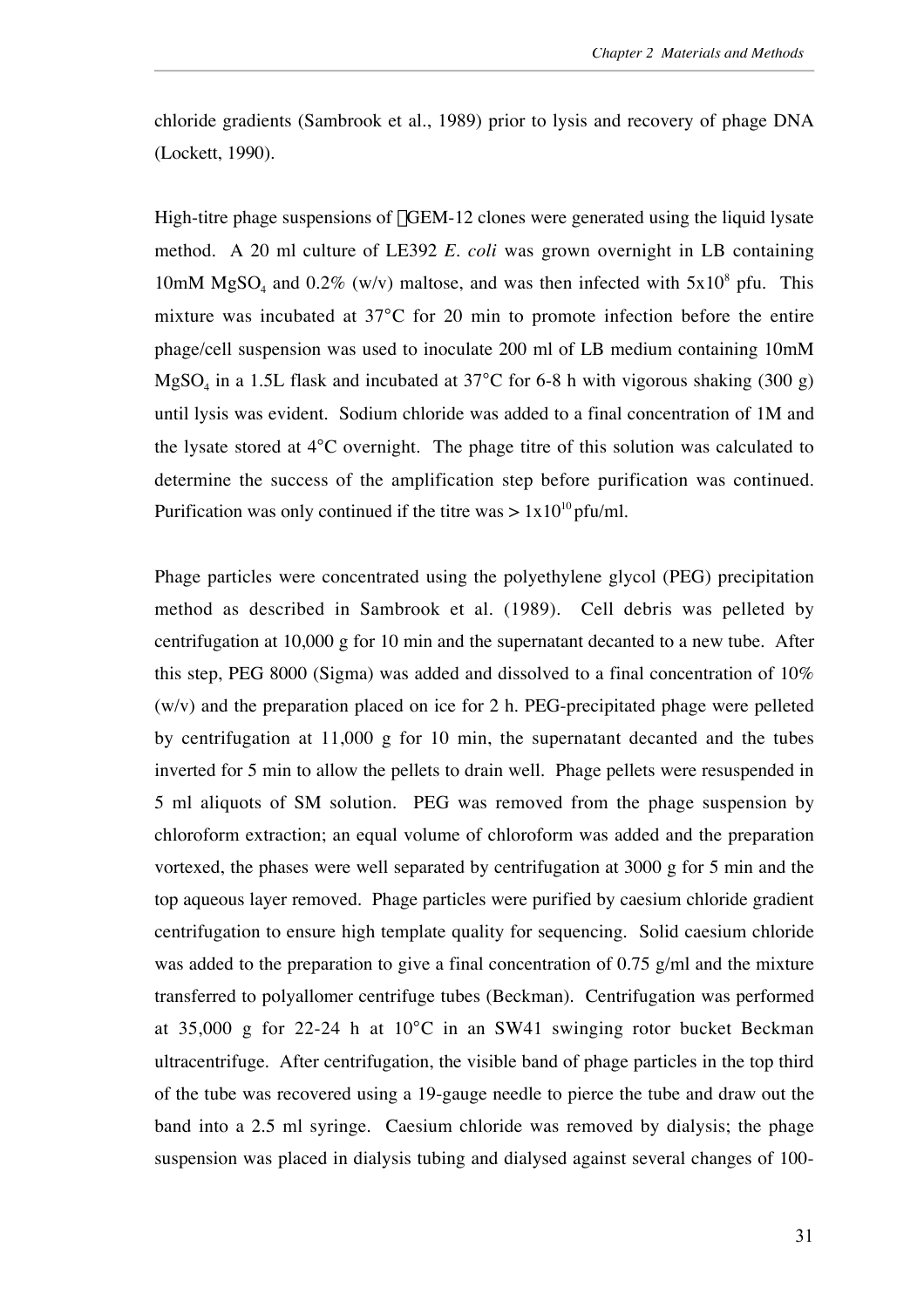chloride gradients (Sambrook et al., 1989) prior to lysis and recovery of phage DNA (Lockett, 1990).

High-titre phage suspensions of λGEM-12 clones were generated using the liquid lysate method. A 20 ml culture of LE392 *E. coli* was grown overnight in LB containing 10mM $MgSO_4$ and 0.2% (w/v) maltose, and was then infected with $5x10^8$ pfu. This mixture was incubated at 37°C for 20 min to promote infection before the entire phage/cell suspension was used to inoculate 200 ml of LB medium containing 10mM $MgSO_4$ in a 1.5L flask and incubated at 37°C for 6-8 h with vigorous shaking (300 g) until lysis was evident. Sodium chloride was added to a final concentration of 1M and the lysate stored at 4°C overnight. The phage titre of this solution was calculated to determine the success of the amplification step before purification was continued. Purification was only continued if the titre was > $1x10^{10}$ pfu/ml.

Phage particles were concentrated using the polyethylene glycol (PEG) precipitation method as described in Sambrook et al. (1989). Cell debris was pelleted by centrifugation at 10,000 g for 10 min and the supernatant decanted to a new tube. After this step, PEG 8000 (Sigma) was added and dissolved to a final concentration of 10% (w/v) and the preparation placed on ice for 2 h. PEG-precipitated phage were pelleted by centrifugation at 11,000 g for 10 min, the supernatant decanted and the tubes inverted for 5 min to allow the pellets to drain well. Phage pellets were resuspended in 5 ml aliquots of SM solution. PEG was removed from the phage suspension by chloroform extraction; an equal volume of chloroform was added and the preparation vortexed, the phases were well separated by centrifugation at 3000 g for 5 min and the top aqueous layer removed. Phage particles were purified by caesium chloride gradient centrifugation to ensure high template quality for sequencing. Solid caesium chloride was added to the preparation to give a final concentration of 0.75 g/ml and the mixture transferred to polyallomer centrifuge tubes (Beckman). Centrifugation was performed at 35,000 g for 22-24 h at 10°C in an SW41 swinging rotor bucket Beckman ultracentrifuge. After centrifugation, the visible band of phage particles in the top third of the tube was recovered using a 19-gauge needle to pierce the tube and draw out the band into a 2.5 ml syringe. Caesium chloride was removed by dialysis; the phage suspension was placed in dialysis tubing and dialysed against several changes of 100-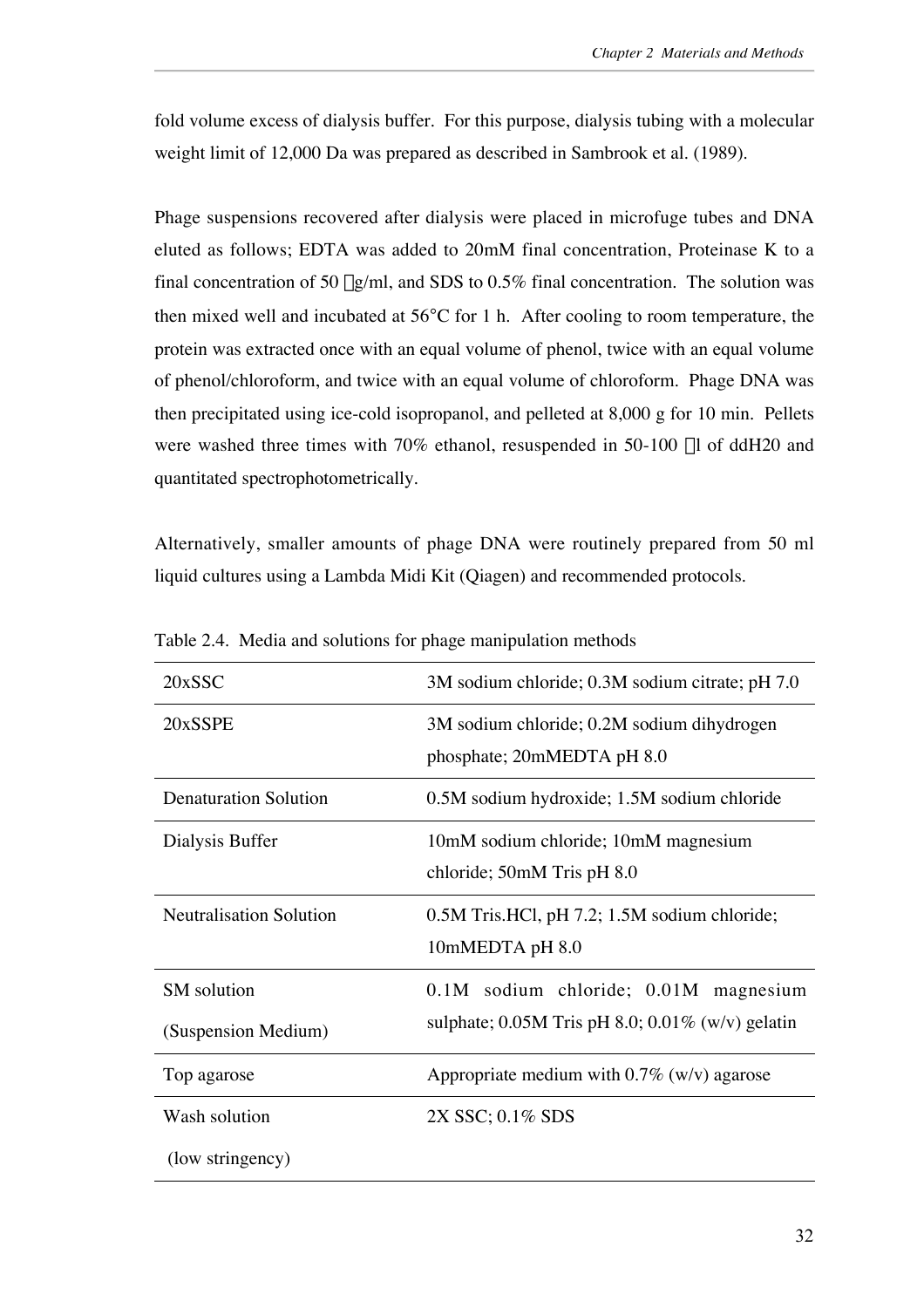fold volume excess of dialysis buffer. For this purpose, dialysis tubing with a molecular weight limit of 12,000 Da was prepared as described in Sambrook et al. (1989).

Phage suspensions recovered after dialysis were placed in microfuge tubes and DNA eluted as follows; EDTA was added to 20mM final concentration, Proteinase K to a final concentration of 50 μg/ml, and SDS to 0.5% final concentration. The solution was then mixed well and incubated at 56°C for 1 h. After cooling to room temperature, the protein was extracted once with an equal volume of phenol, twice with an equal volume of phenol/chloroform, and twice with an equal volume of chloroform. Phage DNA was then precipitated using ice-cold isopropanol, and pelleted at 8,000 g for 10 min. Pellets were washed three times with 70% ethanol, resuspended in 50-100 μl of ddH20 and quantitated spectrophotometrically.

Alternatively, smaller amounts of phage DNA were routinely prepared from 50 ml liquid cultures using a Lambda Midi Kit (Qiagen) and recommended protocols.

Table 2.4. Media and solutions for phage manipulation methods

| | |
|---|---|
| 20xSSC | 3M sodium chloride; 0.3M sodium citrate; pH 7.0 |
| 20xSSPE | 3M sodium chloride; 0.2M sodium dihydrogen phosphate; 20mMEDTA pH 8.0 |
| Denaturation Solution | 0.5M sodium hydroxide; 1.5M sodium chloride |
| Dialysis Buffer | 10mM sodium chloride; 10mM magnesium chloride; 50mM Tris pH 8.0 |
| Neutralisation Solution | 0.5M Tris.HCl, pH 7.2; 1.5M sodium chloride; 10mMEDTA pH 8.0 |
| SM solution (Suspension Medium) | 0.1M sodium chloride; 0.01M magnesium sulphate; 0.05M Tris pH 8.0; 0.01% (w/v) gelatin |
| Top agarose | Appropriate medium with 0.7% (w/v) agarose |
| Wash solution (low stringency) | 2X SSC; 0.1% SDS |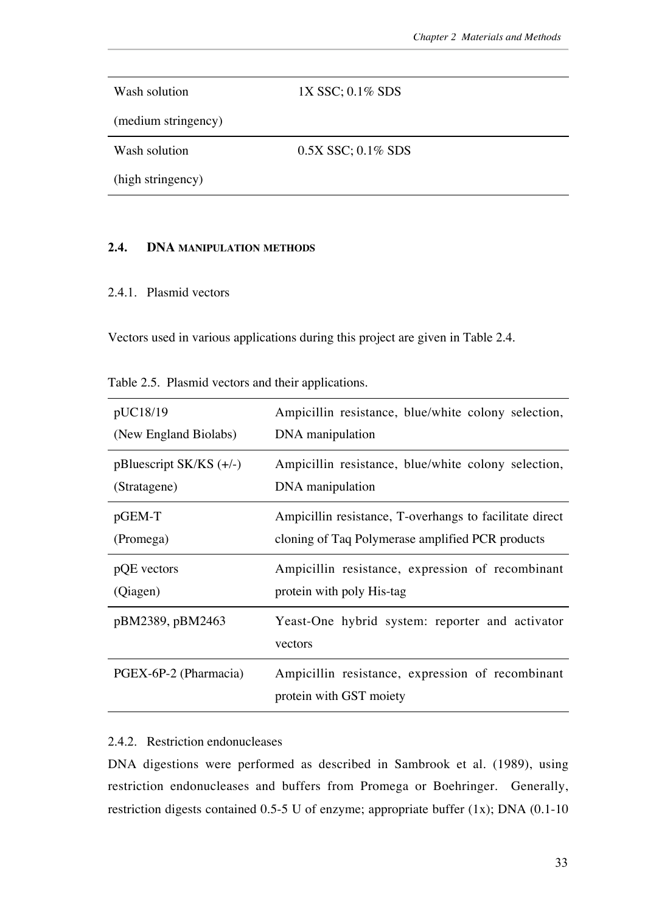| Wash solution (medium stringency) | 1X SSC; 0.1% SDS |
| --- | --- |
| Wash solution (high stringency) | 0.5X SSC; 0.1% SDS |

## 2.4. DNA manipulation methods

### 2.4.1. Plasmid vectors

Vectors used in various applications during this project are given in Table 2.4.

Table 2.5. Plasmid vectors and their applications.

| Vector | Application |
| --- | --- |
| pUC18/19 (New England Biolabs) | Ampicillin resistance, blue/white colony selection, DNA manipulation |
| pBluescript SK/KS (+/-) (Stratagene) | Ampicillin resistance, blue/white colony selection, DNA manipulation |
| pGEM-T (Promega) | Ampicillin resistance, T-overhangs to facilitate direct cloning of Taq Polymerase amplified PCR products |
| pQE vectors (Qiagen) | Ampicillin resistance, expression of recombinant protein with poly His-tag |
| pBM2389, pBM2463 | Yeast-One hybrid system: reporter and activator vectors |
| PGEX-6P-2 (Pharmacia) | Ampicillin resistance, expression of recombinant protein with GST moiety |

### 2.4.2. Restriction endonucleases

DNA digestions were performed as described in Sambrook et al. (1989), using restriction endonucleases and buffers from Promega or Boehringer. Generally, restriction digests contained 0.5-5 U of enzyme; appropriate buffer (1x); DNA (0.1-10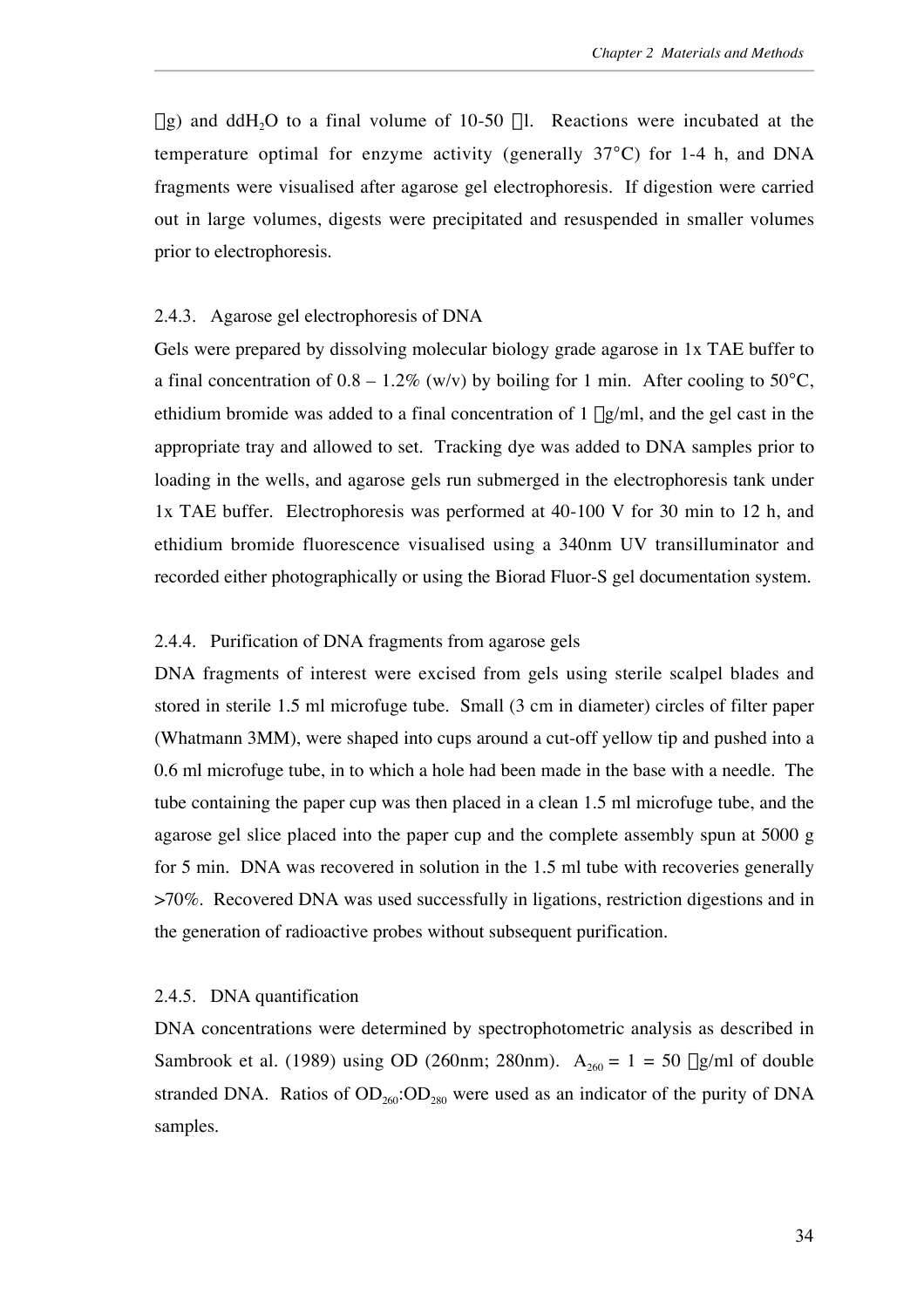µg) and $ddH_2O$ to a final volume of 10-50 µl. Reactions were incubated at the temperature optimal for enzyme activity (generally 37°C) for 1-4 h, and DNA fragments were visualised after agarose gel electrophoresis. If digestion were carried out in large volumes, digests were precipitated and resuspended in smaller volumes prior to electrophoresis.

### 2.4.3. Agarose gel electrophoresis of DNA

Gels were prepared by dissolving molecular biology grade agarose in 1x TAE buffer to a final concentration of 0.8 – 1.2% (w/v) by boiling for 1 min. After cooling to 50°C, ethidium bromide was added to a final concentration of 1 µg/ml, and the gel cast in the appropriate tray and allowed to set. Tracking dye was added to DNA samples prior to loading in the wells, and agarose gels run submerged in the electrophoresis tank under 1x TAE buffer. Electrophoresis was performed at 40-100 V for 30 min to 12 h, and ethidium bromide fluorescence visualised using a 340nm UV transilluminator and recorded either photographically or using the Biorad Fluor-S gel documentation system.

### 2.4.4. Purification of DNA fragments from agarose gels

DNA fragments of interest were excised from gels using sterile scalpel blades and stored in sterile 1.5 ml microfuge tube. Small (3 cm in diameter) circles of filter paper (Whatmann 3MM), were shaped into cups around a cut-off yellow tip and pushed into a 0.6 ml microfuge tube, in to which a hole had been made in the base with a needle. The tube containing the paper cup was then placed in a clean 1.5 ml microfuge tube, and the agarose gel slice placed into the paper cup and the complete assembly spun at 5000 g for 5 min. DNA was recovered in solution in the 1.5 ml tube with recoveries generally >70%. Recovered DNA was used successfully in ligations, restriction digestions and in the generation of radioactive probes without subsequent purification.

### 2.4.5. DNA quantification

DNA concentrations were determined by spectrophotometric analysis as described in Sambrook et al. (1989) using OD (260nm; 280nm). $A_{260} = 1 = 50$ µg/ml of double stranded DNA. Ratios of $OD_{260}$:$OD_{280}$ were used as an indicator of the purity of DNA samples.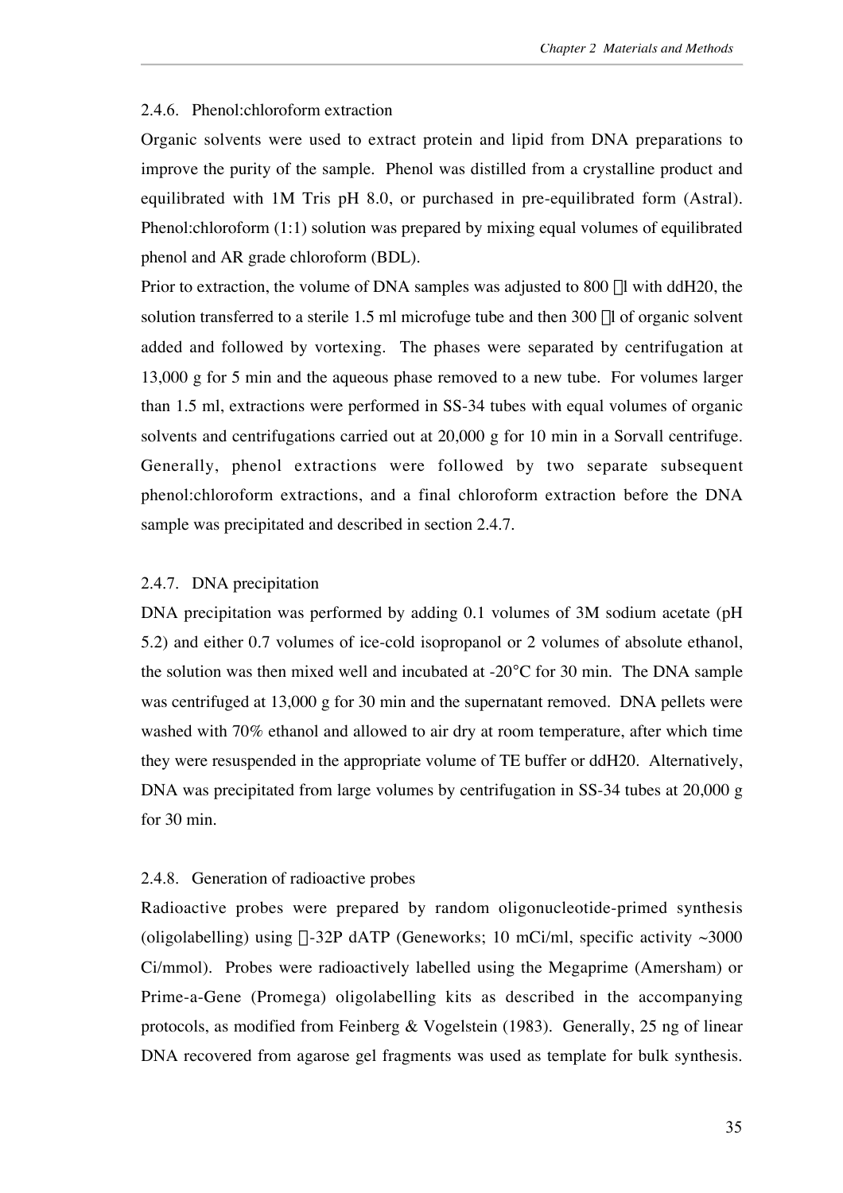### 2.4.6. Phenol:chloroform extraction

Organic solvents were used to extract protein and lipid from DNA preparations to improve the purity of the sample. Phenol was distilled from a crystalline product and equilibrated with 1M Tris pH 8.0, or purchased in pre-equilibrated form (Astral). Phenol:chloroform (1:1) solution was prepared by mixing equal volumes of equilibrated phenol and AR grade chloroform (BDL).

Prior to extraction, the volume of DNA samples was adjusted to 800 μl with ddH20, the solution transferred to a sterile 1.5 ml microfuge tube and then 300 μl of organic solvent added and followed by vortexing. The phases were separated by centrifugation at 13,000 g for 5 min and the aqueous phase removed to a new tube. For volumes larger than 1.5 ml, extractions were performed in SS-34 tubes with equal volumes of organic solvents and centrifugations carried out at 20,000 g for 10 min in a Sorvall centrifuge. Generally, phenol extractions were followed by two separate subsequent phenol:chloroform extractions, and a final chloroform extraction before the DNA sample was precipitated and described in section 2.4.7.

### 2.4.7. DNA precipitation

DNA precipitation was performed by adding 0.1 volumes of 3M sodium acetate (pH 5.2) and either 0.7 volumes of ice-cold isopropanol or 2 volumes of absolute ethanol, the solution was then mixed well and incubated at -20°C for 30 min. The DNA sample was centrifuged at 13,000 g for 30 min and the supernatant removed. DNA pellets were washed with 70% ethanol and allowed to air dry at room temperature, after which time they were resuspended in the appropriate volume of TE buffer or ddH20. Alternatively, DNA was precipitated from large volumes by centrifugation in SS-34 tubes at 20,000 g for 30 min.

### 2.4.8. Generation of radioactive probes

Radioactive probes were prepared by random oligonucleotide-primed synthesis (oligolabelling) using α-32P dATP (Geneworks; 10 mCi/ml, specific activity ~3000 Ci/mmol). Probes were radioactively labelled using the Megaprime (Amersham) or Prime-a-Gene (Promega) oligolabelling kits as described in the accompanying protocols, as modified from Feinberg & Vogelstein (1983). Generally, 25 ng of linear DNA recovered from agarose gel fragments was used as template for bulk synthesis.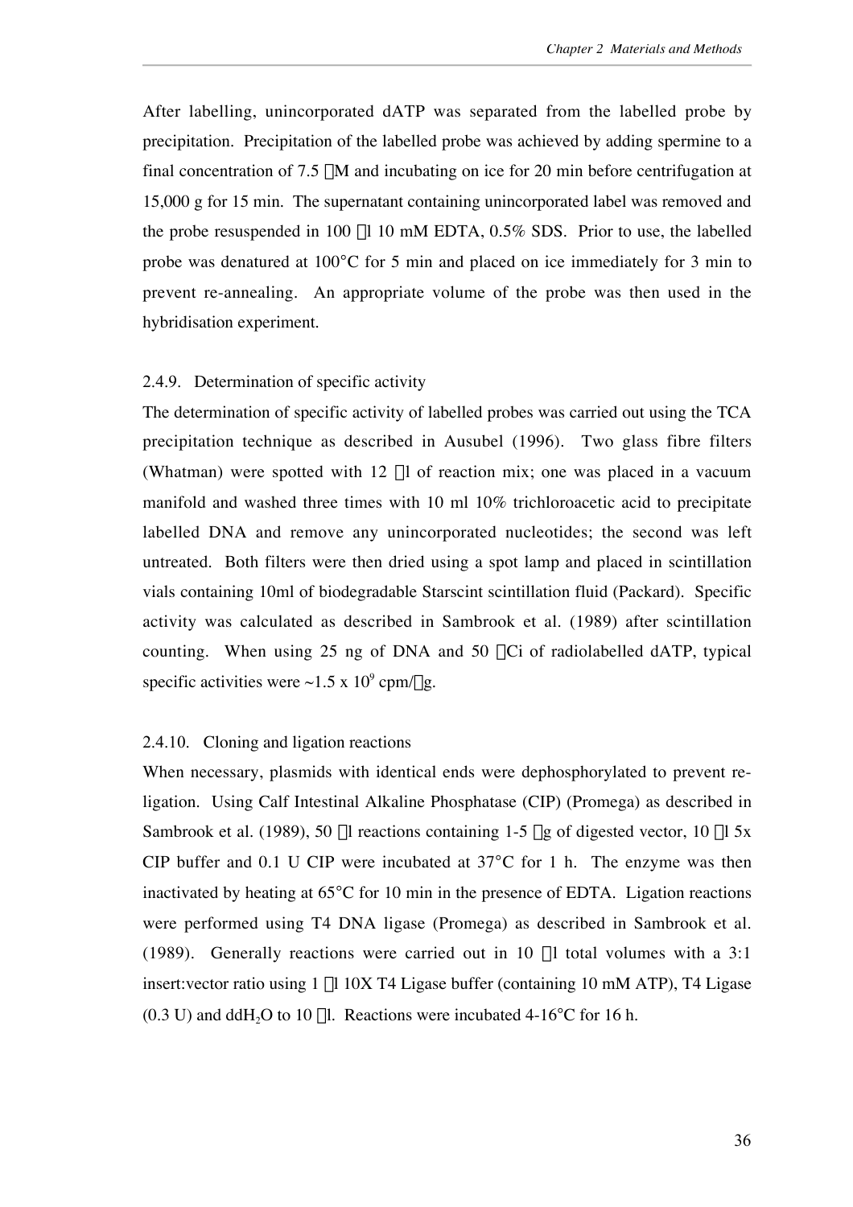After labelling, unincorporated dATP was separated from the labelled probe by precipitation. Precipitation of the labelled probe was achieved by adding spermine to a final concentration of 7.5 μM and incubating on ice for 20 min before centrifugation at 15,000 g for 15 min. The supernatant containing unincorporated label was removed and the probe resuspended in 100 μl 10 mM EDTA, 0.5% SDS. Prior to use, the labelled probe was denatured at 100°C for 5 min and placed on ice immediately for 3 min to prevent re-annealing. An appropriate volume of the probe was then used in the hybridisation experiment.

### 2.4.9. Determination of specific activity

The determination of specific activity of labelled probes was carried out using the TCA precipitation technique as described in Ausubel (1996). Two glass fibre filters (Whatman) were spotted with 12 μl of reaction mix; one was placed in a vacuum manifold and washed three times with 10 ml 10% trichloroacetic acid to precipitate labelled DNA and remove any unincorporated nucleotides; the second was left untreated. Both filters were then dried using a spot lamp and placed in scintillation vials containing 10ml of biodegradable Starscint scintillation fluid (Packard). Specific activity was calculated as described in Sambrook et al. (1989) after scintillation counting. When using 25 ng of DNA and 50 μCi of radiolabelled dATP, typical specific activities were ~1.5 x $10^9$ cpm/μg.

### 2.4.10. Cloning and ligation reactions

When necessary, plasmids with identical ends were dephosphorylated to prevent re-ligation. Using Calf Intestinal Alkaline Phosphatase (CIP) (Promega) as described in Sambrook et al. (1989), 50 μl reactions containing 1-5 μg of digested vector, 10 μl 5x CIP buffer and 0.1 U CIP were incubated at 37°C for 1 h. The enzyme was then inactivated by heating at 65°C for 10 min in the presence of EDTA. Ligation reactions were performed using T4 DNA ligase (Promega) as described in Sambrook et al. (1989). Generally reactions were carried out in 10 μl total volumes with a 3:1 insert:vector ratio using 1 μl 10X T4 Ligase buffer (containing 10 mM ATP), T4 Ligase (0.3 U) and dd$H_2O$ to 10 μl. Reactions were incubated 4-16°C for 16 h.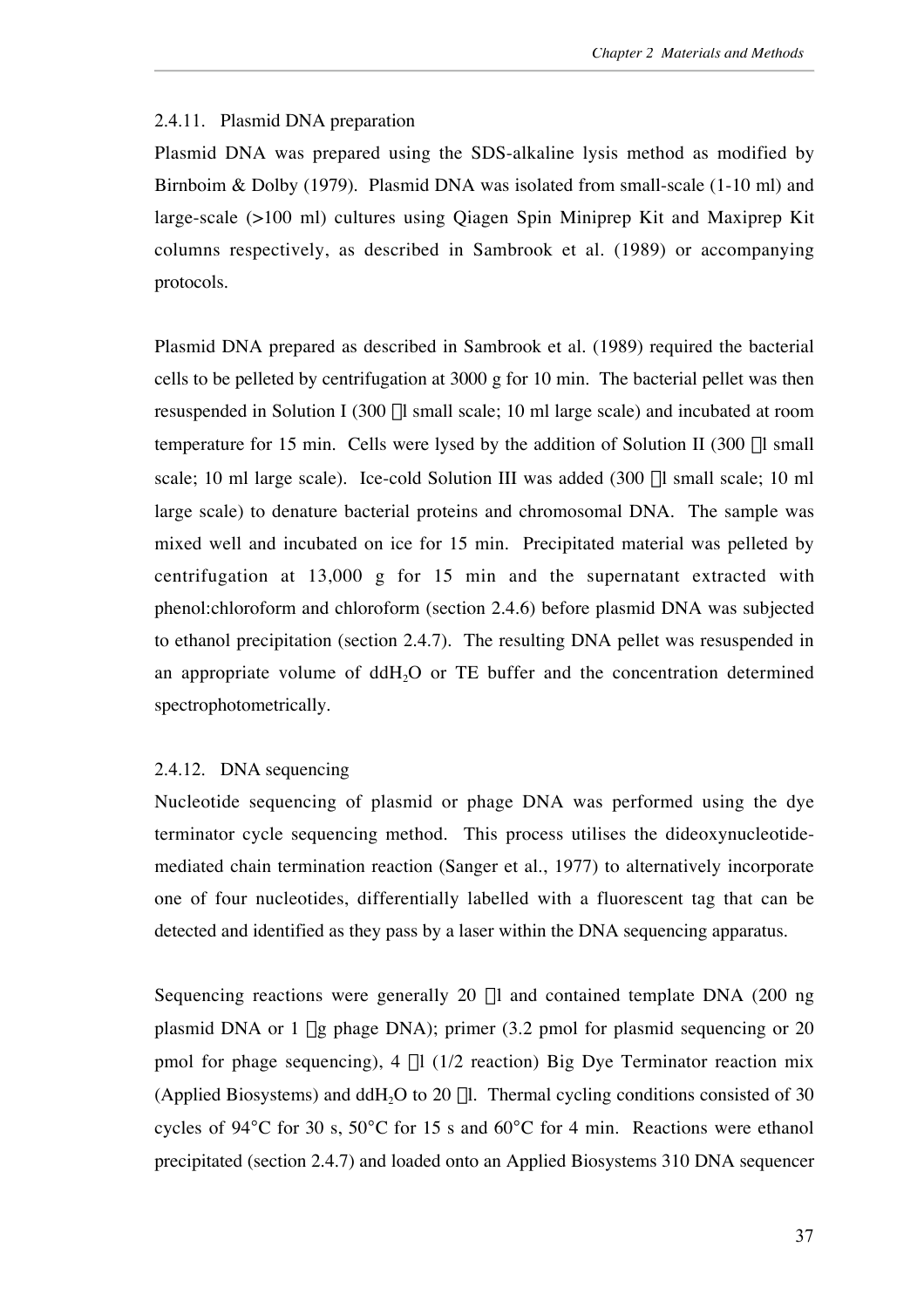### 2.4.11. Plasmid DNA preparation

Plasmid DNA was prepared using the SDS-alkaline lysis method as modified by Birnboim & Dolby (1979). Plasmid DNA was isolated from small-scale (1-10 ml) and large-scale (>100 ml) cultures using Qiagen Spin Miniprep Kit and Maxiprep Kit columns respectively, as described in Sambrook et al. (1989) or accompanying protocols.

Plasmid DNA prepared as described in Sambrook et al. (1989) required the bacterial cells to be pelleted by centrifugation at 3000 g for 10 min. The bacterial pellet was then resuspended in Solution I (300 μl small scale; 10 ml large scale) and incubated at room temperature for 15 min. Cells were lysed by the addition of Solution II (300 μl small scale; 10 ml large scale). Ice-cold Solution III was added (300 μl small scale; 10 ml large scale) to denature bacterial proteins and chromosomal DNA. The sample was mixed well and incubated on ice for 15 min. Precipitated material was pelleted by centrifugation at 13,000 g for 15 min and the supernatant extracted with phenol:chloroform and chloroform (section 2.4.6) before plasmid DNA was subjected to ethanol precipitation (section 2.4.7). The resulting DNA pellet was resuspended in an appropriate volume of $ddH_2O$ or TE buffer and the concentration determined spectrophotometrically.

### 2.4.12. DNA sequencing

Nucleotide sequencing of plasmid or phage DNA was performed using the dye terminator cycle sequencing method. This process utilises the dideoxynucleotide-mediated chain termination reaction (Sanger et al., 1977) to alternatively incorporate one of four nucleotides, differentially labelled with a fluorescent tag that can be detected and identified as they pass by a laser within the DNA sequencing apparatus.

Sequencing reactions were generally 20 μl and contained template DNA (200 ng plasmid DNA or 1 μg phage DNA); primer (3.2 pmol for plasmid sequencing or 20 pmol for phage sequencing), 4 μl (1/2 reaction) Big Dye Terminator reaction mix (Applied Biosystems) and $ddH_2O$ to 20 μl. Thermal cycling conditions consisted of 30 cycles of 94°C for 30 s, 50°C for 15 s and 60°C for 4 min. Reactions were ethanol precipitated (section 2.4.7) and loaded onto an Applied Biosystems 310 DNA sequencer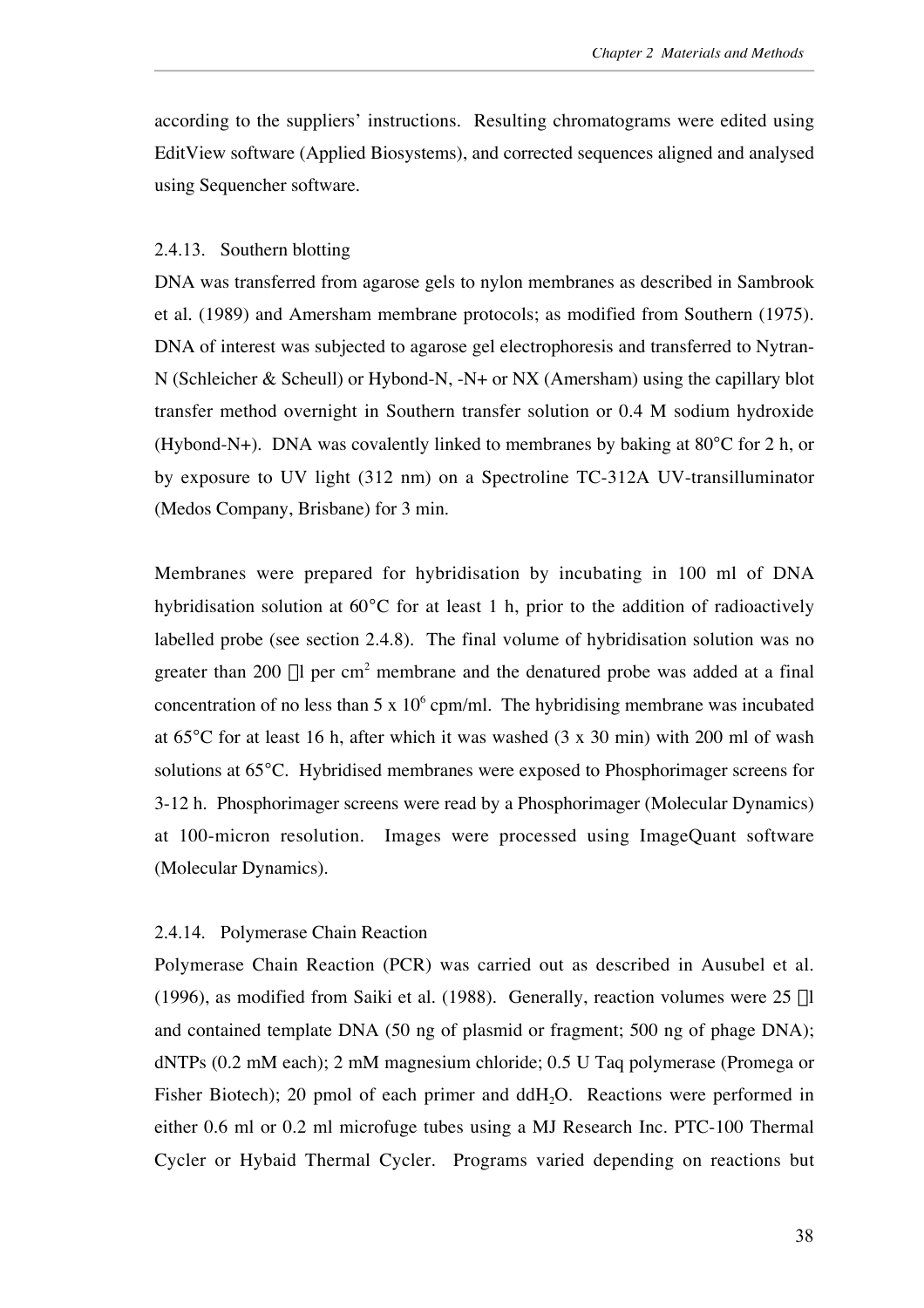according to the suppliers' instructions. Resulting chromatograms were edited using EditView software (Applied Biosystems), and corrected sequences aligned and analysed using Sequencher software.

### 2.4.13. Southern blotting

DNA was transferred from agarose gels to nylon membranes as described in Sambrook et al. (1989) and Amersham membrane protocols; as modified from Southern (1975). DNA of interest was subjected to agarose gel electrophoresis and transferred to Nytran-N (Schleicher & Scheull) or Hybond-N, -N+ or NX (Amersham) using the capillary blot transfer method overnight in Southern transfer solution or 0.4 M sodium hydroxide (Hybond-N+). DNA was covalently linked to membranes by baking at 80°C for 2 h, or by exposure to UV light (312 nm) on a Spectroline TC-312A UV-transilluminator (Medos Company, Brisbane) for 3 min.

Membranes were prepared for hybridisation by incubating in 100 ml of DNA hybridisation solution at 60°C for at least 1 h, prior to the addition of radioactively labelled probe (see section 2.4.8). The final volume of hybridisation solution was no greater than 200 μl per $cm^2$ membrane and the denatured probe was added at a final concentration of no less than $5 \times 10^6$ cpm/ml. The hybridising membrane was incubated at 65°C for at least 16 h, after which it was washed (3 x 30 min) with 200 ml of wash solutions at 65°C. Hybridised membranes were exposed to Phosphorimager screens for 3-12 h. Phosphorimager screens were read by a Phosphorimager (Molecular Dynamics) at 100-micron resolution. Images were processed using ImageQuant software (Molecular Dynamics).

### 2.4.14. Polymerase Chain Reaction

Polymerase Chain Reaction (PCR) was carried out as described in Ausubel et al. (1996), as modified from Saiki et al. (1988). Generally, reaction volumes were 25 μl and contained template DNA (50 ng of plasmid or fragment; 500 ng of phage DNA); dNTPs (0.2 mM each); 2 mM magnesium chloride; 0.5 U Taq polymerase (Promega or Fisher Biotech); 20 pmol of each primer and $ddH_2O$. Reactions were performed in either 0.6 ml or 0.2 ml microfuge tubes using a MJ Research Inc. PTC-100 Thermal Cycler or Hybaid Thermal Cycler. Programs varied depending on reactions but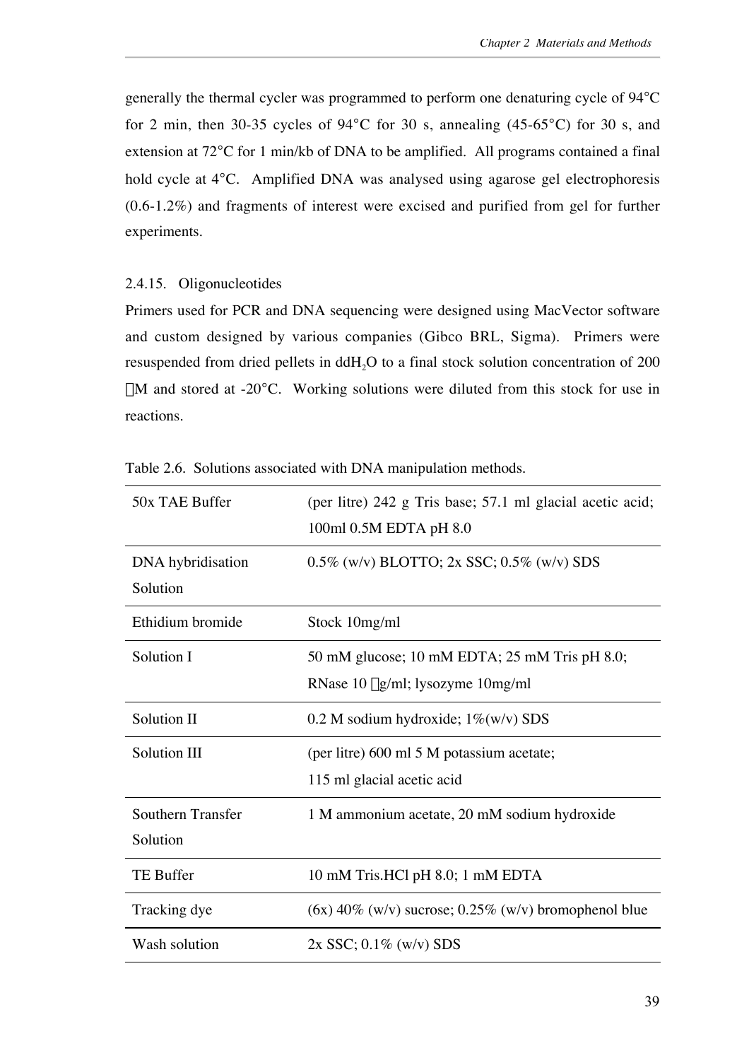generally the thermal cycler was programmed to perform one denaturing cycle of 94°C for 2 min, then 30-35 cycles of 94°C for 30 s, annealing (45-65°C) for 30 s, and extension at 72°C for 1 min/kb of DNA to be amplified. All programs contained a final hold cycle at 4°C. Amplified DNA was analysed using agarose gel electrophoresis (0.6-1.2%) and fragments of interest were excised and purified from gel for further experiments.

### 2.4.15. Oligonucleotides

Primers used for PCR and DNA sequencing were designed using MacVector software and custom designed by various companies (Gibco BRL, Sigma). Primers were resuspended from dried pellets in $ddH_2O$ to a final stock solution concentration of 200 μM and stored at -20°C. Working solutions were diluted from this stock for use in reactions.

Table 2.6. Solutions associated with DNA manipulation methods.

| | |
|---|---|
| 50x TAE Buffer | (per litre) 242 g Tris base; 57.1 ml glacial acetic acid; 100ml 0.5M EDTA pH 8.0 |
| DNA hybridisation Solution | 0.5% (w/v) BLOTTO; 2x SSC; 0.5% (w/v) SDS |
| Ethidium bromide | Stock 10mg/ml |
| Solution I | 50 mM glucose; 10 mM EDTA; 25 mM Tris pH 8.0; RNase 10 μg/ml; lysozyme 10mg/ml |
| Solution II | 0.2 M sodium hydroxide; 1%(w/v) SDS |
| Solution III | (per litre) 600 ml 5 M potassium acetate; 115 ml glacial acetic acid |
| Southern Transfer Solution | 1 M ammonium acetate, 20 mM sodium hydroxide |
| TE Buffer | 10 mM Tris.HCl pH 8.0; 1 mM EDTA |
| Tracking dye | (6x) 40% (w/v) sucrose; 0.25% (w/v) bromophenol blue |
| Wash solution | 2x SSC; 0.1% (w/v) SDS |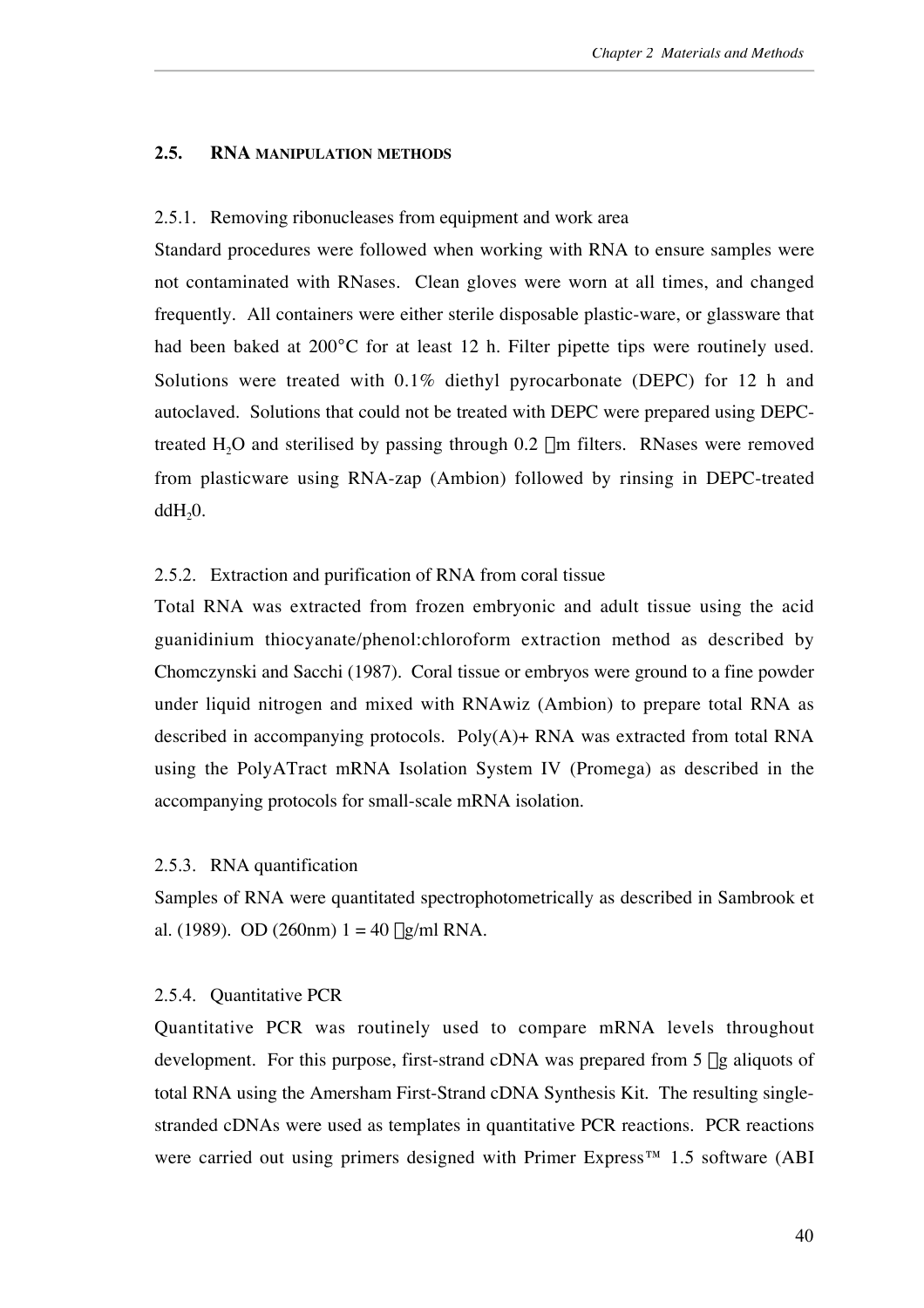## 2.5. RNA MANIPULATION METHODS

### 2.5.1. Removing ribonucleases from equipment and work area

Standard procedures were followed when working with RNA to ensure samples were not contaminated with RNases. Clean gloves were worn at all times, and changed frequently. All containers were either sterile disposable plastic-ware, or glassware that had been baked at 200°C for at least 12 h. Filter pipette tips were routinely used. Solutions were treated with 0.1% diethyl pyrocarbonate (DEPC) for 12 h and autoclaved. Solutions that could not be treated with DEPC were prepared using DEPC-treated $H_2O$ and sterilised by passing through 0.2 μm filters. RNases were removed from plasticware using RNA-zap (Ambion) followed by rinsing in DEPC-treated $ddH_20$.

### 2.5.2. Extraction and purification of RNA from coral tissue

Total RNA was extracted from frozen embryonic and adult tissue using the acid guanidinium thiocyanate/phenol:chloroform extraction method as described by Chomczynski and Sacchi (1987). Coral tissue or embryos were ground to a fine powder under liquid nitrogen and mixed with RNAwiz (Ambion) to prepare total RNA as described in accompanying protocols. Poly(A)+ RNA was extracted from total RNA using the PolyATract mRNA Isolation System IV (Promega) as described in the accompanying protocols for small-scale mRNA isolation.

### 2.5.3. RNA quantification

Samples of RNA were quantitated spectrophotometrically as described in Sambrook et al. (1989). OD (260nm) 1 = 40 μg/ml RNA.

### 2.5.4. Quantitative PCR

Quantitative PCR was routinely used to compare mRNA levels throughout development. For this purpose, first-strand cDNA was prepared from 5 μg aliquots of total RNA using the Amersham First-Strand cDNA Synthesis Kit. The resulting single-stranded cDNAs were used as templates in quantitative PCR reactions. PCR reactions were carried out using primers designed with Primer Express™ 1.5 software (ABI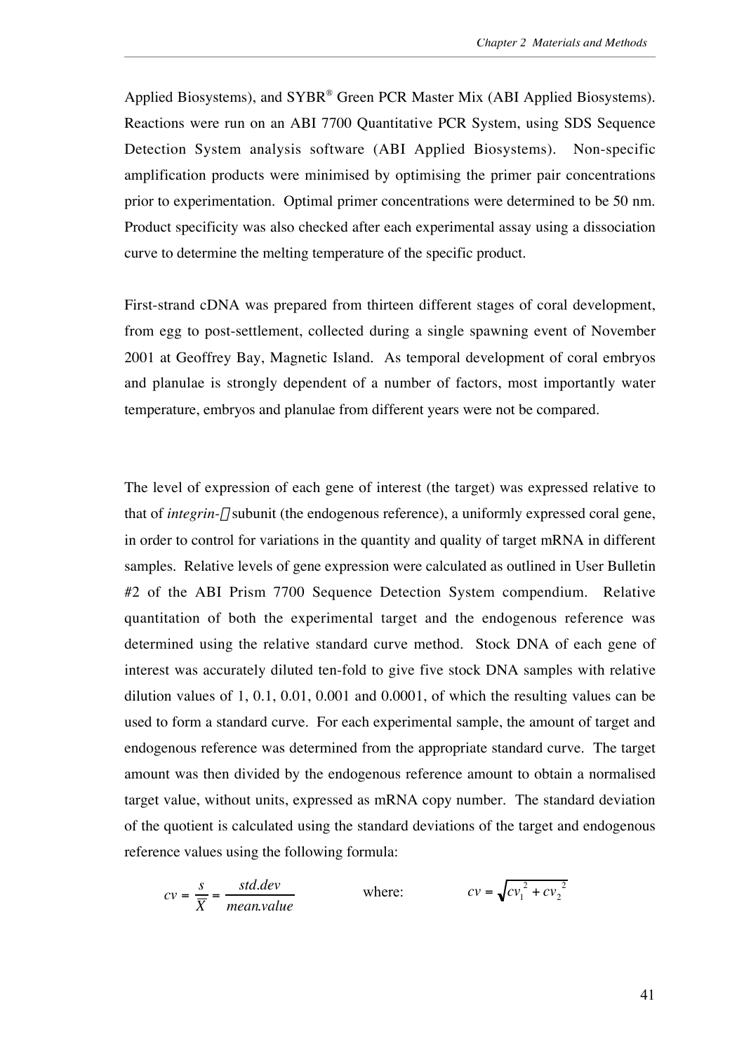Applied Biosystems), and SYBR® Green PCR Master Mix (ABI Applied Biosystems). Reactions were run on an ABI 7700 Quantitative PCR System, using SDS Sequence Detection System analysis software (ABI Applied Biosystems). Non-specific amplification products were minimised by optimising the primer pair concentrations prior to experimentation. Optimal primer concentrations were determined to be 50 nm. Product specificity was also checked after each experimental assay using a dissociation curve to determine the melting temperature of the specific product.

First-strand cDNA was prepared from thirteen different stages of coral development, from egg to post-settlement, collected during a single spawning event of November 2001 at Geoffrey Bay, Magnetic Island. As temporal development of coral embryos and planulae is strongly dependent of a number of factors, most importantly water temperature, embryos and planulae from different years were not be compared.

The level of expression of each gene of interest (the target) was expressed relative to that of *integrin-* subunit (the endogenous reference), a uniformly expressed coral gene, in order to control for variations in the quantity and quality of target mRNA in different samples. Relative levels of gene expression were calculated as outlined in User Bulletin #2 of the ABI Prism 7700 Sequence Detection System compendium. Relative quantitation of both the experimental target and the endogenous reference was determined using the relative standard curve method. Stock DNA of each gene of interest was accurately diluted ten-fold to give five stock DNA samples with relative dilution values of 1, 0.1, 0.01, 0.001 and 0.0001, of which the resulting values can be used to form a standard curve. For each experimental sample, the amount of target and endogenous reference was determined from the appropriate standard curve. The target amount was then divided by the endogenous reference amount to obtain a normalised target value, without units, expressed as mRNA copy number. The standard deviation of the quotient is calculated using the standard deviations of the target and endogenous reference values using the following formula:

$$cv = \frac{s}{\overline{X}} = \frac{std.dev}{mean.value} \qquad \text{where:} \qquad cv = \sqrt{cv_1^{\,2} + cv_2^{\,2}}$$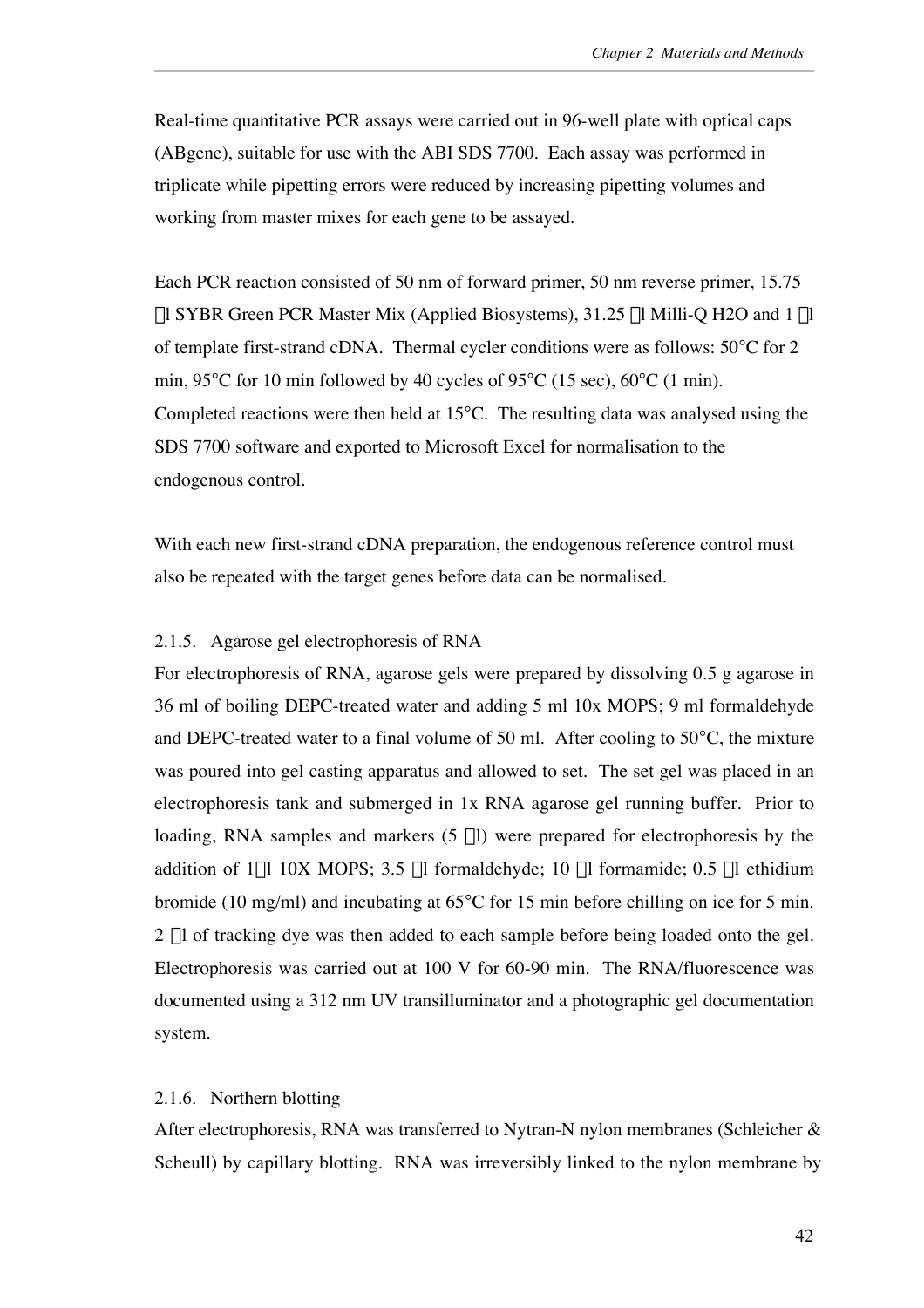Real-time quantitative PCR assays were carried out in 96-well plate with optical caps (ABgene), suitable for use with the ABI SDS 7700. Each assay was performed in triplicate while pipetting errors were reduced by increasing pipetting volumes and working from master mixes for each gene to be assayed.

Each PCR reaction consisted of 50 nm of forward primer, 50 nm reverse primer, 15.75 μl SYBR Green PCR Master Mix (Applied Biosystems), 31.25 μl Milli-Q H2O and 1 μl of template first-strand cDNA. Thermal cycler conditions were as follows: 50°C for 2 min, 95°C for 10 min followed by 40 cycles of 95°C (15 sec), 60°C (1 min). Completed reactions were then held at 15°C. The resulting data was analysed using the SDS 7700 software and exported to Microsoft Excel for normalisation to the endogenous control.

With each new first-strand cDNA preparation, the endogenous reference control must also be repeated with the target genes before data can be normalised.

### 2.1.5. Agarose gel electrophoresis of RNA

For electrophoresis of RNA, agarose gels were prepared by dissolving 0.5 g agarose in 36 ml of boiling DEPC-treated water and adding 5 ml 10x MOPS; 9 ml formaldehyde and DEPC-treated water to a final volume of 50 ml. After cooling to 50°C, the mixture was poured into gel casting apparatus and allowed to set. The set gel was placed in an electrophoresis tank and submerged in 1x RNA agarose gel running buffer. Prior to loading, RNA samples and markers (5 μl) were prepared for electrophoresis by the addition of 1μl 10X MOPS; 3.5 μl formaldehyde; 10 μl formamide; 0.5 μl ethidium bromide (10 mg/ml) and incubating at 65°C for 15 min before chilling on ice for 5 min. 2 μl of tracking dye was then added to each sample before being loaded onto the gel. Electrophoresis was carried out at 100 V for 60-90 min. The RNA/fluorescence was documented using a 312 nm UV transilluminator and a photographic gel documentation system.

### 2.1.6. Northern blotting

After electrophoresis, RNA was transferred to Nytran-N nylon membranes (Schleicher & Scheull) by capillary blotting. RNA was irreversibly linked to the nylon membrane by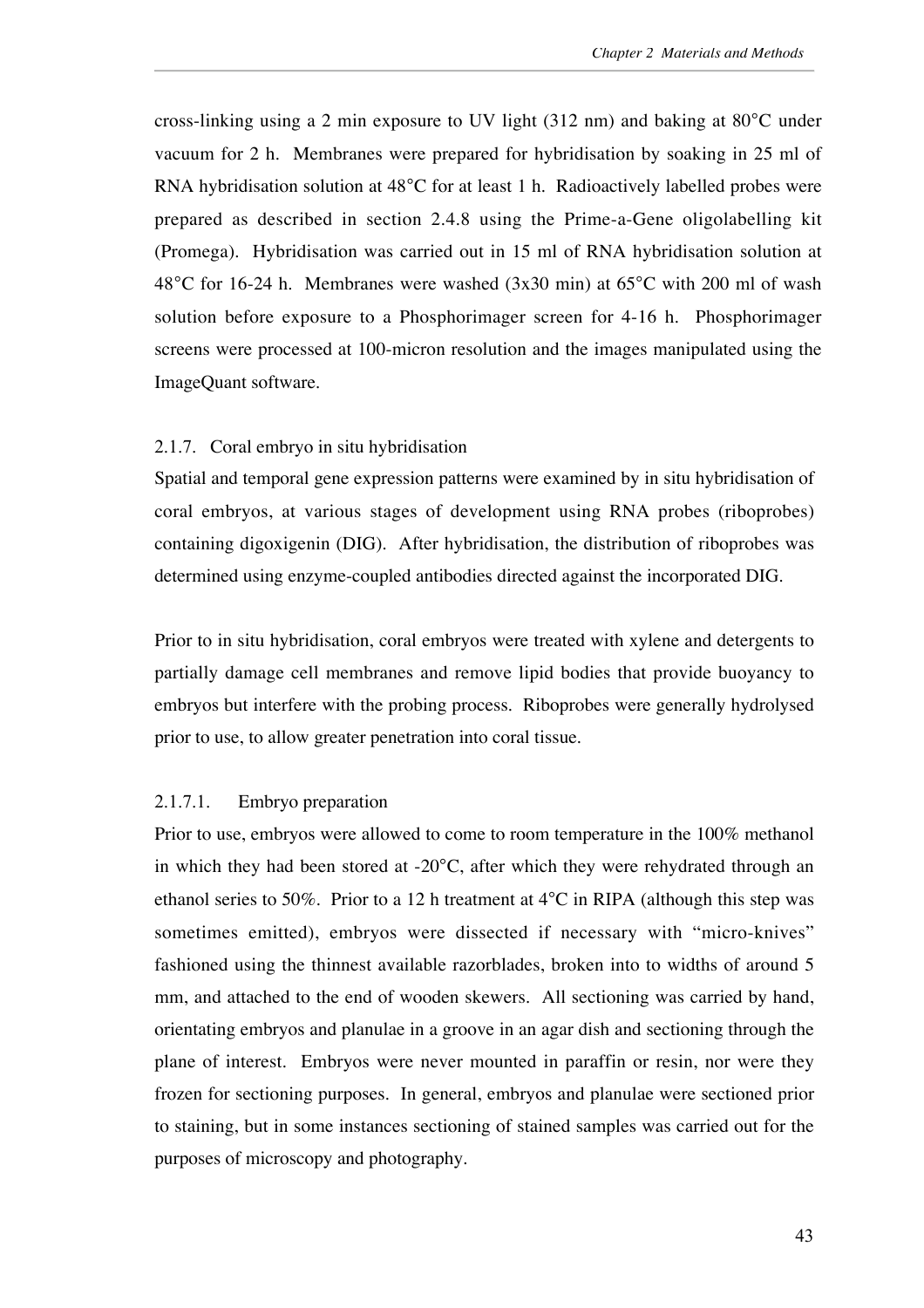cross-linking using a 2 min exposure to UV light (312 nm) and baking at 80°C under vacuum for 2 h. Membranes were prepared for hybridisation by soaking in 25 ml of RNA hybridisation solution at 48°C for at least 1 h. Radioactively labelled probes were prepared as described in section 2.4.8 using the Prime-a-Gene oligolabelling kit (Promega). Hybridisation was carried out in 15 ml of RNA hybridisation solution at 48°C for 16-24 h. Membranes were washed (3x30 min) at 65°C with 200 ml of wash solution before exposure to a Phosphorimager screen for 4-16 h. Phosphorimager screens were processed at 100-micron resolution and the images manipulated using the ImageQuant software.

### 2.1.7. Coral embryo in situ hybridisation

Spatial and temporal gene expression patterns were examined by in situ hybridisation of coral embryos, at various stages of development using RNA probes (riboprobes) containing digoxigenin (DIG). After hybridisation, the distribution of riboprobes was determined using enzyme-coupled antibodies directed against the incorporated DIG.

Prior to in situ hybridisation, coral embryos were treated with xylene and detergents to partially damage cell membranes and remove lipid bodies that provide buoyancy to embryos but interfere with the probing process. Riboprobes were generally hydrolysed prior to use, to allow greater penetration into coral tissue.

#### 2.1.7.1. Embryo preparation

Prior to use, embryos were allowed to come to room temperature in the 100% methanol in which they had been stored at -20°C, after which they were rehydrated through an ethanol series to 50%. Prior to a 12 h treatment at 4°C in RIPA (although this step was sometimes emitted), embryos were dissected if necessary with "micro-knives" fashioned using the thinnest available razorblades, broken into to widths of around 5 mm, and attached to the end of wooden skewers. All sectioning was carried by hand, orientating embryos and planulae in a groove in an agar dish and sectioning through the plane of interest. Embryos were never mounted in paraffin or resin, nor were they frozen for sectioning purposes. In general, embryos and planulae were sectioned prior to staining, but in some instances sectioning of stained samples was carried out for the purposes of microscopy and photography.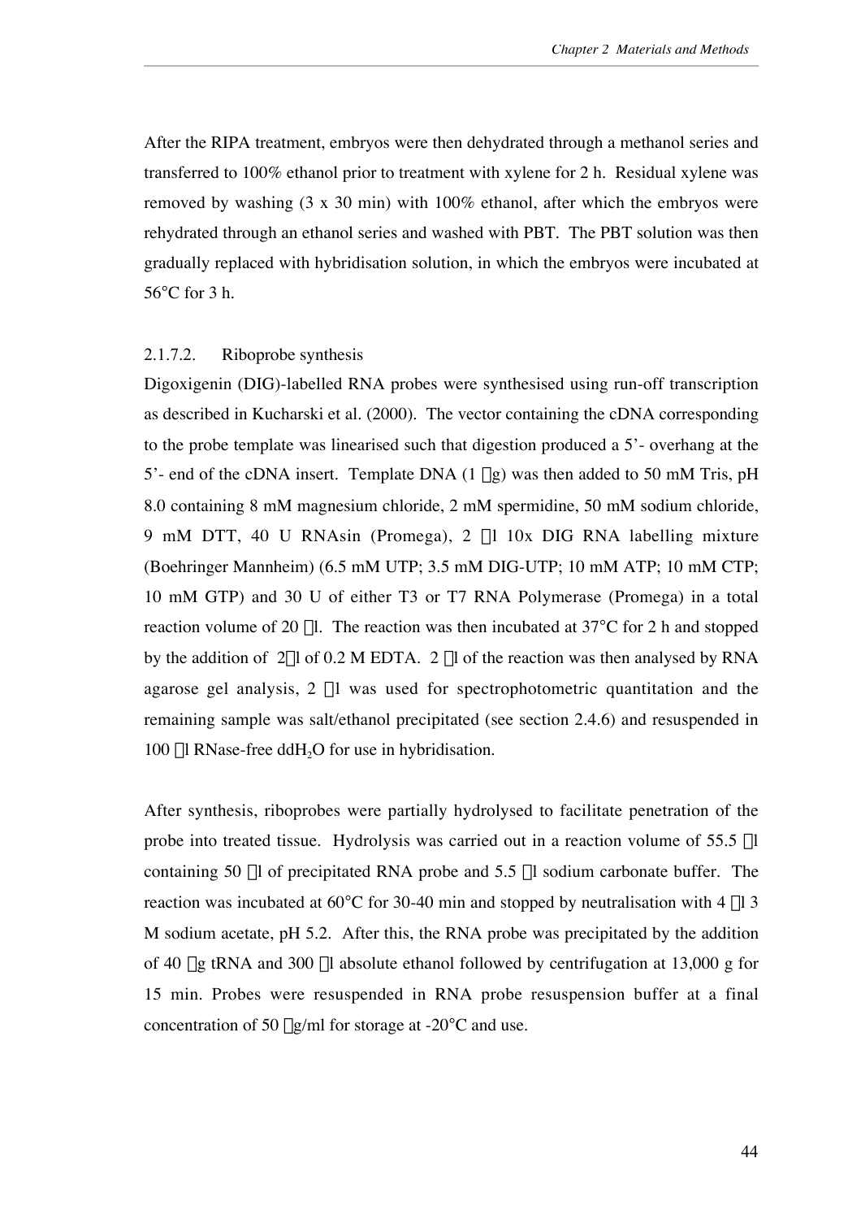After the RIPA treatment, embryos were then dehydrated through a methanol series and transferred to 100% ethanol prior to treatment with xylene for 2 h. Residual xylene was removed by washing (3 x 30 min) with 100% ethanol, after which the embryos were rehydrated through an ethanol series and washed with PBT. The PBT solution was then gradually replaced with hybridisation solution, in which the embryos were incubated at 56°C for 3 h.

### 2.1.7.2. Riboprobe synthesis

Digoxigenin (DIG)-labelled RNA probes were synthesised using run-off transcription as described in Kucharski et al. (2000). The vector containing the cDNA corresponding to the probe template was linearised such that digestion produced a 5'- overhang at the 5'- end of the cDNA insert. Template DNA (1 μg) was then added to 50 mM Tris, pH 8.0 containing 8 mM magnesium chloride, 2 mM spermidine, 50 mM sodium chloride, 9 mM DTT, 40 U RNAsin (Promega), 2 μl 10x DIG RNA labelling mixture (Boehringer Mannheim) (6.5 mM UTP; 3.5 mM DIG-UTP; 10 mM ATP; 10 mM CTP; 10 mM GTP) and 30 U of either T3 or T7 RNA Polymerase (Promega) in a total reaction volume of 20 μl. The reaction was then incubated at 37°C for 2 h and stopped by the addition of 2μl of 0.2 M EDTA. 2 μl of the reaction was then analysed by RNA agarose gel analysis, 2 μl was used for spectrophotometric quantitation and the remaining sample was salt/ethanol precipitated (see section 2.4.6) and resuspended in 100 μl RNase-free dd$H_2O$ for use in hybridisation.

After synthesis, riboprobes were partially hydrolysed to facilitate penetration of the probe into treated tissue. Hydrolysis was carried out in a reaction volume of 55.5 μl containing 50 μl of precipitated RNA probe and 5.5 μl sodium carbonate buffer. The reaction was incubated at 60°C for 30-40 min and stopped by neutralisation with 4 μl 3 M sodium acetate, pH 5.2. After this, the RNA probe was precipitated by the addition of 40 μg tRNA and 300 μl absolute ethanol followed by centrifugation at 13,000 g for 15 min. Probes were resuspended in RNA probe resuspension buffer at a final concentration of 50 μg/ml for storage at -20°C and use.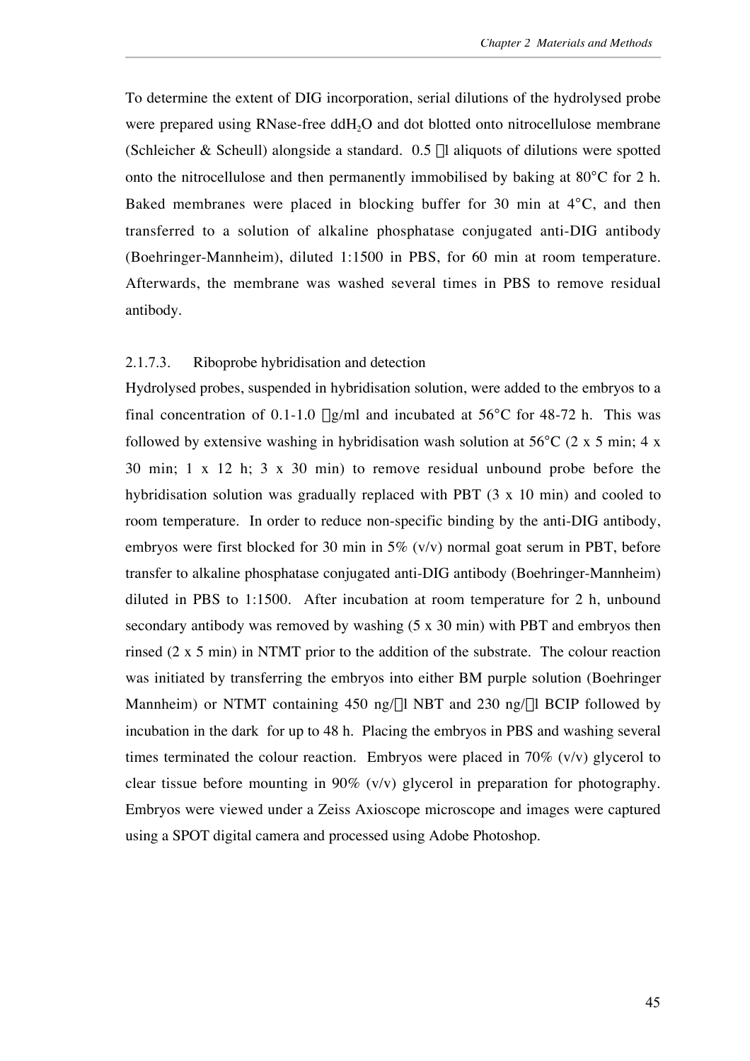To determine the extent of DIG incorporation, serial dilutions of the hydrolysed probe were prepared using RNase-free $ddH_2O$ and dot blotted onto nitrocellulose membrane (Schleicher & Scheull) alongside a standard. 0.5 μl aliquots of dilutions were spotted onto the nitrocellulose and then permanently immobilised by baking at 80°C for 2 h. Baked membranes were placed in blocking buffer for 30 min at 4°C, and then transferred to a solution of alkaline phosphatase conjugated anti-DIG antibody (Boehringer-Mannheim), diluted 1:1500 in PBS, for 60 min at room temperature. Afterwards, the membrane was washed several times in PBS to remove residual antibody.

### 2.1.7.3. Riboprobe hybridisation and detection

Hydrolysed probes, suspended in hybridisation solution, were added to the embryos to a final concentration of 0.1-1.0 μg/ml and incubated at 56°C for 48-72 h. This was followed by extensive washing in hybridisation wash solution at 56°C (2 x 5 min; 4 x 30 min; 1 x 12 h; 3 x 30 min) to remove residual unbound probe before the hybridisation solution was gradually replaced with PBT (3 x 10 min) and cooled to room temperature. In order to reduce non-specific binding by the anti-DIG antibody, embryos were first blocked for 30 min in 5% (v/v) normal goat serum in PBT, before transfer to alkaline phosphatase conjugated anti-DIG antibody (Boehringer-Mannheim) diluted in PBS to 1:1500. After incubation at room temperature for 2 h, unbound secondary antibody was removed by washing (5 x 30 min) with PBT and embryos then rinsed (2 x 5 min) in NTMT prior to the addition of the substrate. The colour reaction was initiated by transferring the embryos into either BM purple solution (Boehringer Mannheim) or NTMT containing 450 ng/μl NBT and 230 ng/μl BCIP followed by incubation in the dark for up to 48 h. Placing the embryos in PBS and washing several times terminated the colour reaction. Embryos were placed in 70% (v/v) glycerol to clear tissue before mounting in 90% (v/v) glycerol in preparation for photography. Embryos were viewed under a Zeiss Axioscope microscope and images were captured using a SPOT digital camera and processed using Adobe Photoshop.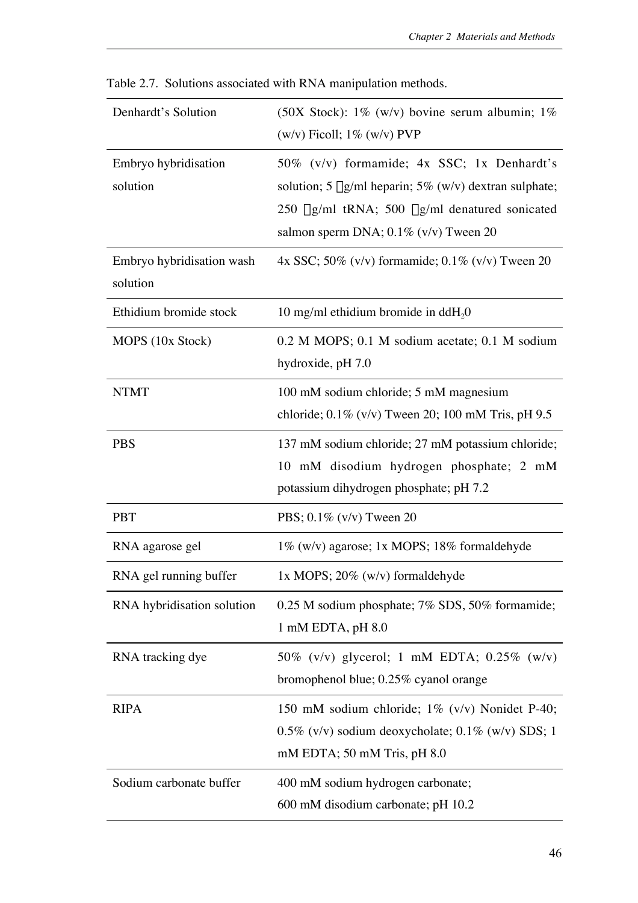Table 2.7. Solutions associated with RNA manipulation methods.

| | |
|---|---|
| Denhardt's Solution | (50X Stock): 1% (w/v) bovine serum albumin; 1% (w/v) Ficoll; 1% (w/v) PVP |
| Embryo hybridisation solution | 50% (v/v) formamide; 4x SSC; 1x Denhardt's solution; 5 μg/ml heparin; 5% (w/v) dextran sulphate; 250 μg/ml tRNA; 500 μg/ml denatured sonicated salmon sperm DNA; 0.1% (v/v) Tween 20 |
| Embryo hybridisation wash solution | 4x SSC; 50% (v/v) formamide; 0.1% (v/v) Tween 20 |
| Ethidium bromide stock | 10 mg/ml ethidium bromide in $ddH_20$ |
| MOPS (10x Stock) | 0.2 M MOPS; 0.1 M sodium acetate; 0.1 M sodium hydroxide, pH 7.0 |
| NTMT | 100 mM sodium chloride; 5 mM magnesium chloride; 0.1% (v/v) Tween 20; 100 mM Tris, pH 9.5 |
| PBS | 137 mM sodium chloride; 27 mM potassium chloride; 10 mM disodium hydrogen phosphate; 2 mM potassium dihydrogen phosphate; pH 7.2 |
| PBT | PBS; 0.1% (v/v) Tween 20 |
| RNA agarose gel | 1% (w/v) agarose; 1x MOPS; 18% formaldehyde |
| RNA gel running buffer | 1x MOPS; 20% (w/v) formaldehyde |
| RNA hybridisation solution | 0.25 M sodium phosphate; 7% SDS, 50% formamide; 1 mM EDTA, pH 8.0 |
| RNA tracking dye | 50% (v/v) glycerol; 1 mM EDTA; 0.25% (w/v) bromophenol blue; 0.25% cyanol orange |
| RIPA | 150 mM sodium chloride; 1% (v/v) Nonidet P-40; 0.5% (v/v) sodium deoxycholate; 0.1% (w/v) SDS; 1 mM EDTA; 50 mM Tris, pH 8.0 |
| Sodium carbonate buffer | 400 mM sodium hydrogen carbonate; 600 mM disodium carbonate; pH 10.2 |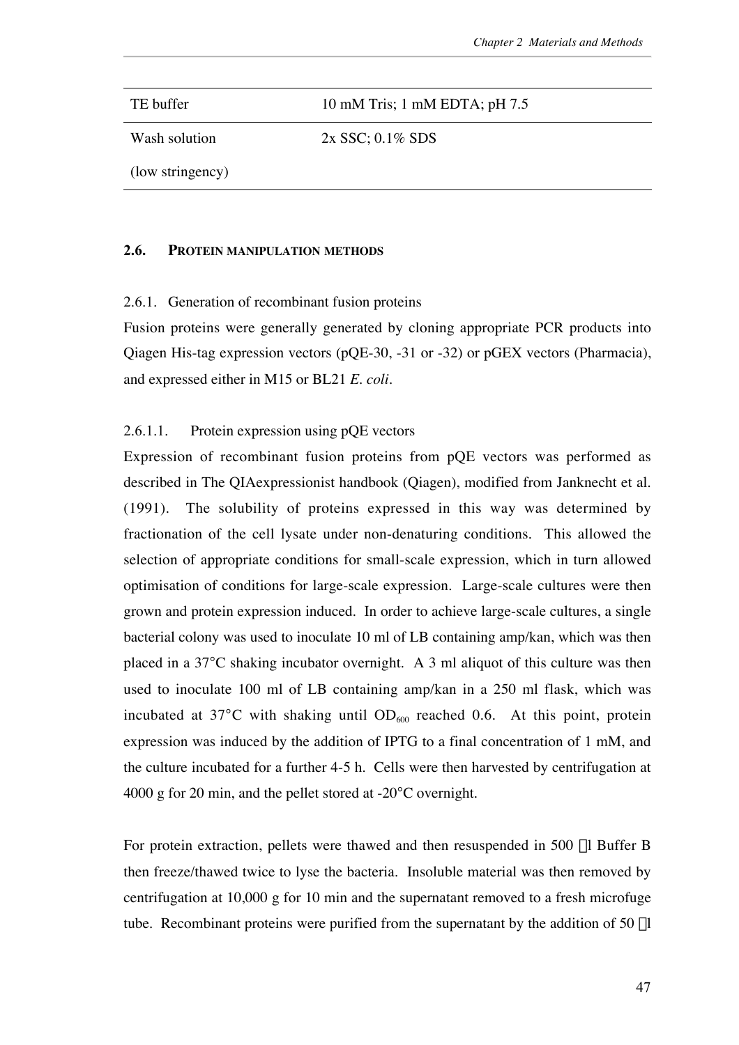| | |
|---|---|
| TE buffer | 10 mM Tris; 1 mM EDTA; pH 7.5 |
| Wash solution (low stringency) | 2x SSC; 0.1% SDS |

### 2.6. PROTEIN MANIPULATION METHODS

2.6.1. Generation of recombinant fusion proteins

Fusion proteins were generally generated by cloning appropriate PCR products into Qiagen His-tag expression vectors (pQE-30, -31 or -32) or pGEX vectors (Pharmacia), and expressed either in M15 or BL21 *E. coli*.

2.6.1.1. Protein expression using pQE vectors

Expression of recombinant fusion proteins from pQE vectors was performed as described in The QIAexpressionist handbook (Qiagen), modified from Janknecht et al. (1991). The solubility of proteins expressed in this way was determined by fractionation of the cell lysate under non-denaturing conditions. This allowed the selection of appropriate conditions for small-scale expression, which in turn allowed optimisation of conditions for large-scale expression. Large-scale cultures were then grown and protein expression induced. In order to achieve large-scale cultures, a single bacterial colony was used to inoculate 10 ml of LB containing amp/kan, which was then placed in a 37°C shaking incubator overnight. A 3 ml aliquot of this culture was then used to inoculate 100 ml of LB containing amp/kan in a 250 ml flask, which was incubated at 37°C with shaking until $OD_{600}$ reached 0.6. At this point, protein expression was induced by the addition of IPTG to a final concentration of 1 mM, and the culture incubated for a further 4-5 h. Cells were then harvested by centrifugation at 4000 g for 20 min, and the pellet stored at -20°C overnight.

For protein extraction, pellets were thawed and then resuspended in 500 μl Buffer B then freeze/thawed twice to lyse the bacteria. Insoluble material was then removed by centrifugation at 10,000 g for 10 min and the supernatant removed to a fresh microfuge tube. Recombinant proteins were purified from the supernatant by the addition of 50 μl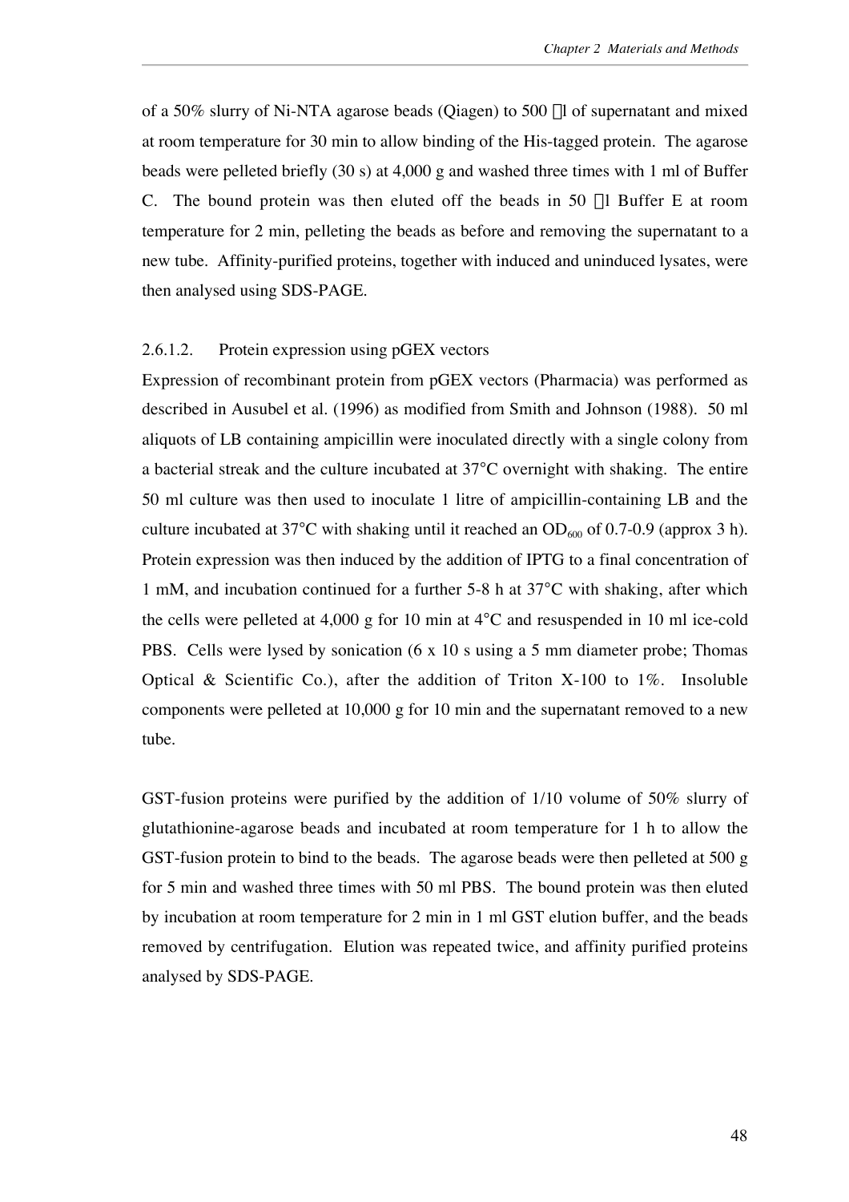of a 50% slurry of Ni-NTA agarose beads (Qiagen) to 500 μl of supernatant and mixed at room temperature for 30 min to allow binding of the His-tagged protein. The agarose beads were pelleted briefly (30 s) at 4,000 g and washed three times with 1 ml of Buffer C. The bound protein was then eluted off the beads in 50 μl Buffer E at room temperature for 2 min, pelleting the beads as before and removing the supernatant to a new tube. Affinity-purified proteins, together with induced and uninduced lysates, were then analysed using SDS-PAGE.

2.6.1.2. Protein expression using pGEX vectors

Expression of recombinant protein from pGEX vectors (Pharmacia) was performed as described in Ausubel et al. (1996) as modified from Smith and Johnson (1988). 50 ml aliquots of LB containing ampicillin were inoculated directly with a single colony from a bacterial streak and the culture incubated at 37°C overnight with shaking. The entire 50 ml culture was then used to inoculate 1 litre of ampicillin-containing LB and the culture incubated at 37°C with shaking until it reached an $OD_{600}$ of 0.7-0.9 (approx 3 h). Protein expression was then induced by the addition of IPTG to a final concentration of 1 mM, and incubation continued for a further 5-8 h at 37°C with shaking, after which the cells were pelleted at 4,000 g for 10 min at 4°C and resuspended in 10 ml ice-cold PBS. Cells were lysed by sonication (6 x 10 s using a 5 mm diameter probe; Thomas Optical & Scientific Co.), after the addition of Triton X-100 to 1%. Insoluble components were pelleted at 10,000 g for 10 min and the supernatant removed to a new tube.

GST-fusion proteins were purified by the addition of 1/10 volume of 50% slurry of glutathionine-agarose beads and incubated at room temperature for 1 h to allow the GST-fusion protein to bind to the beads. The agarose beads were then pelleted at 500 g for 5 min and washed three times with 50 ml PBS. The bound protein was then eluted by incubation at room temperature for 2 min in 1 ml GST elution buffer, and the beads removed by centrifugation. Elution was repeated twice, and affinity purified proteins analysed by SDS-PAGE.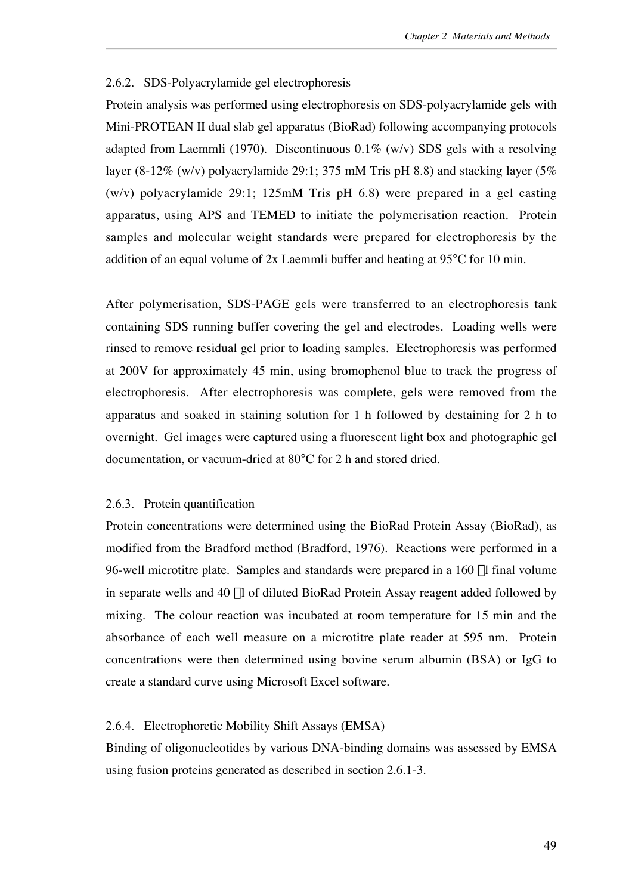### 2.6.2. SDS-Polyacrylamide gel electrophoresis

Protein analysis was performed using electrophoresis on SDS-polyacrylamide gels with Mini-PROTEAN II dual slab gel apparatus (BioRad) following accompanying protocols adapted from Laemmli (1970). Discontinuous 0.1% (w/v) SDS gels with a resolving layer (8-12% (w/v) polyacrylamide 29:1; 375 mM Tris pH 8.8) and stacking layer (5% (w/v) polyacrylamide 29:1; 125mM Tris pH 6.8) were prepared in a gel casting apparatus, using APS and TEMED to initiate the polymerisation reaction. Protein samples and molecular weight standards were prepared for electrophoresis by the addition of an equal volume of 2x Laemmli buffer and heating at 95°C for 10 min.

After polymerisation, SDS-PAGE gels were transferred to an electrophoresis tank containing SDS running buffer covering the gel and electrodes. Loading wells were rinsed to remove residual gel prior to loading samples. Electrophoresis was performed at 200V for approximately 45 min, using bromophenol blue to track the progress of electrophoresis. After electrophoresis was complete, gels were removed from the apparatus and soaked in staining solution for 1 h followed by destaining for 2 h to overnight. Gel images were captured using a fluorescent light box and photographic gel documentation, or vacuum-dried at 80°C for 2 h and stored dried.

### 2.6.3. Protein quantification

Protein concentrations were determined using the BioRad Protein Assay (BioRad), as modified from the Bradford method (Bradford, 1976). Reactions were performed in a 96-well microtitre plate. Samples and standards were prepared in a 160 μl final volume in separate wells and 40 μl of diluted BioRad Protein Assay reagent added followed by mixing. The colour reaction was incubated at room temperature for 15 min and the absorbance of each well measure on a microtitre plate reader at 595 nm. Protein concentrations were then determined using bovine serum albumin (BSA) or IgG to create a standard curve using Microsoft Excel software.

### 2.6.4. Electrophoretic Mobility Shift Assays (EMSA)

Binding of oligonucleotides by various DNA-binding domains was assessed by EMSA using fusion proteins generated as described in section 2.6.1-3.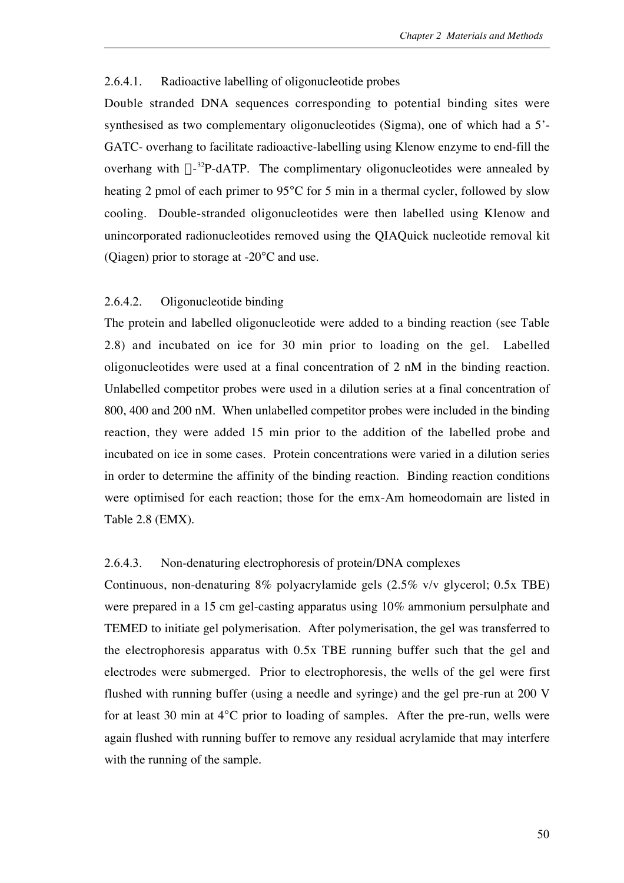#### 2.6.4.1. Radioactive labelling of oligonucleotide probes

Double stranded DNA sequences corresponding to potential binding sites were synthesised as two complementary oligonucleotides (Sigma), one of which had a 5'-GATC- overhang to facilitate radioactive-labelling using Klenow enzyme to end-fill the overhang with $\alpha$-$^{32}$P-dATP. The complimentary oligonucleotides were annealed by heating 2 pmol of each primer to 95°C for 5 min in a thermal cycler, followed by slow cooling. Double-stranded oligonucleotides were then labelled using Klenow and unincorporated radionucleotides removed using the QIAQuick nucleotide removal kit (Qiagen) prior to storage at -20°C and use.

#### 2.6.4.2. Oligonucleotide binding

The protein and labelled oligonucleotide were added to a binding reaction (see Table 2.8) and incubated on ice for 30 min prior to loading on the gel. Labelled oligonucleotides were used at a final concentration of 2 nM in the binding reaction. Unlabelled competitor probes were used in a dilution series at a final concentration of 800, 400 and 200 nM. When unlabelled competitor probes were included in the binding reaction, they were added 15 min prior to the addition of the labelled probe and incubated on ice in some cases. Protein concentrations were varied in a dilution series in order to determine the affinity of the binding reaction. Binding reaction conditions were optimised for each reaction; those for the emx-Am homeodomain are listed in Table 2.8 (EMX).

#### 2.6.4.3. Non-denaturing electrophoresis of protein/DNA complexes

Continuous, non-denaturing 8% polyacrylamide gels (2.5% v/v glycerol; 0.5x TBE) were prepared in a 15 cm gel-casting apparatus using 10% ammonium persulphate and TEMED to initiate gel polymerisation. After polymerisation, the gel was transferred to the electrophoresis apparatus with 0.5x TBE running buffer such that the gel and electrodes were submerged. Prior to electrophoresis, the wells of the gel were first flushed with running buffer (using a needle and syringe) and the gel pre-run at 200 V for at least 30 min at 4°C prior to loading of samples. After the pre-run, wells were again flushed with running buffer to remove any residual acrylamide that may interfere with the running of the sample.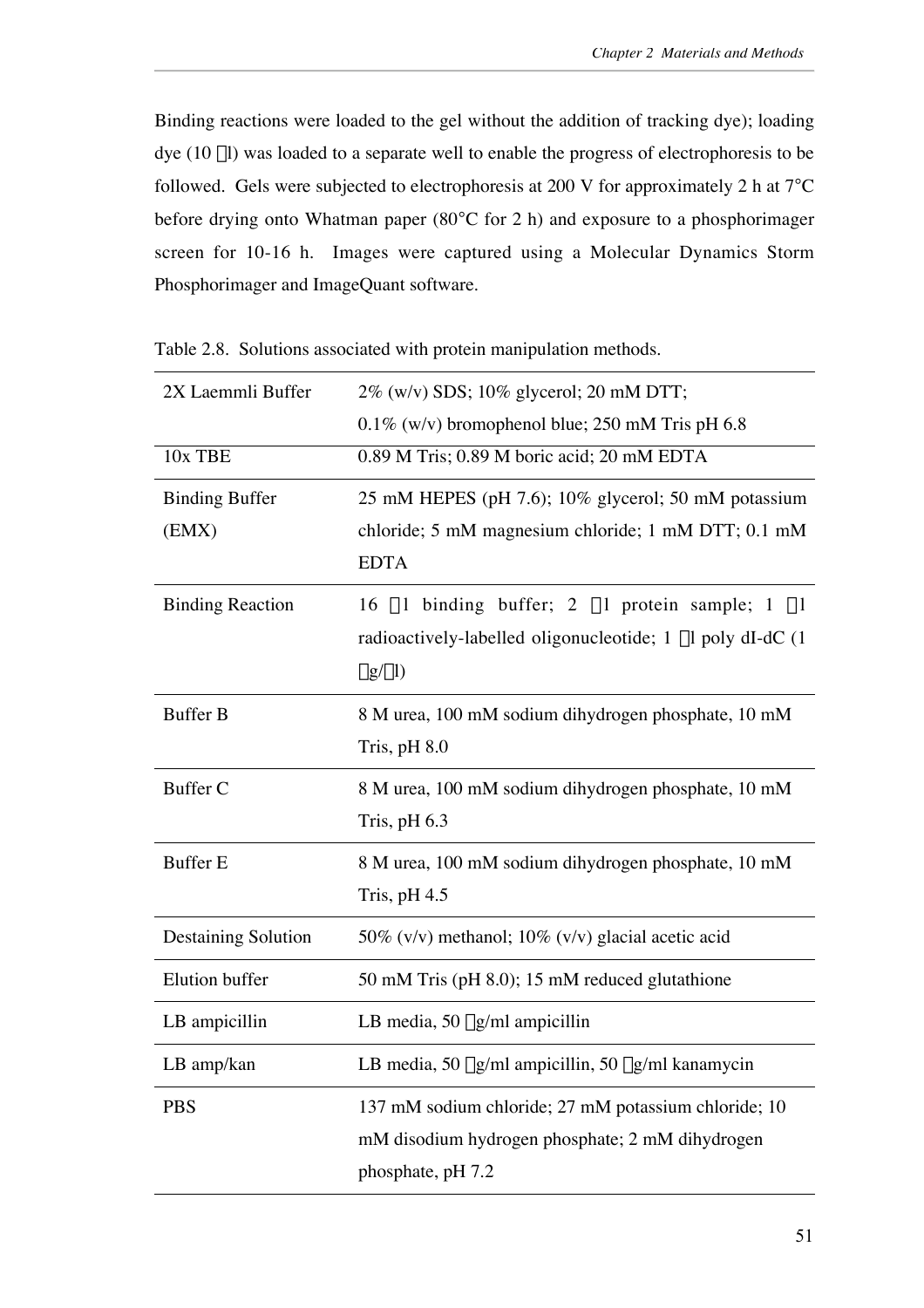Binding reactions were loaded to the gel without the addition of tracking dye); loading dye (10 μl) was loaded to a separate well to enable the progress of electrophoresis to be followed. Gels were subjected to electrophoresis at 200 V for approximately 2 h at 7°C before drying onto Whatman paper (80°C for 2 h) and exposure to a phosphorimager screen for 10-16 h. Images were captured using a Molecular Dynamics Storm Phosphorimager and ImageQuant software.

Table 2.8. Solutions associated with protein manipulation methods.

| | |
|---|---|
| 2X Laemmli Buffer | 2% (w/v) SDS; 10% glycerol; 20 mM DTT; 0.1% (w/v) bromophenol blue; 250 mM Tris pH 6.8 |
| 10x TBE | 0.89 M Tris; 0.89 M boric acid; 20 mM EDTA |
| Binding Buffer (EMX) | 25 mM HEPES (pH 7.6); 10% glycerol; 50 mM potassium chloride; 5 mM magnesium chloride; 1 mM DTT; 0.1 mM EDTA |
| Binding Reaction | 16 μl binding buffer; 2 μl protein sample; 1 μl radioactively-labelled oligonucleotide; 1 μl poly dI-dC (1 μg/μl) |
| Buffer B | 8 M urea, 100 mM sodium dihydrogen phosphate, 10 mM Tris, pH 8.0 |
| Buffer C | 8 M urea, 100 mM sodium dihydrogen phosphate, 10 mM Tris, pH 6.3 |
| Buffer E | 8 M urea, 100 mM sodium dihydrogen phosphate, 10 mM Tris, pH 4.5 |
| Destaining Solution | 50% (v/v) methanol; 10% (v/v) glacial acetic acid |
| Elution buffer | 50 mM Tris (pH 8.0); 15 mM reduced glutathione |
| LB ampicillin | LB media, 50 μg/ml ampicillin |
| LB amp/kan | LB media, 50 μg/ml ampicillin, 50 μg/ml kanamycin |
| PBS | 137 mM sodium chloride; 27 mM potassium chloride; 10 mM disodium hydrogen phosphate; 2 mM dihydrogen phosphate, pH 7.2 |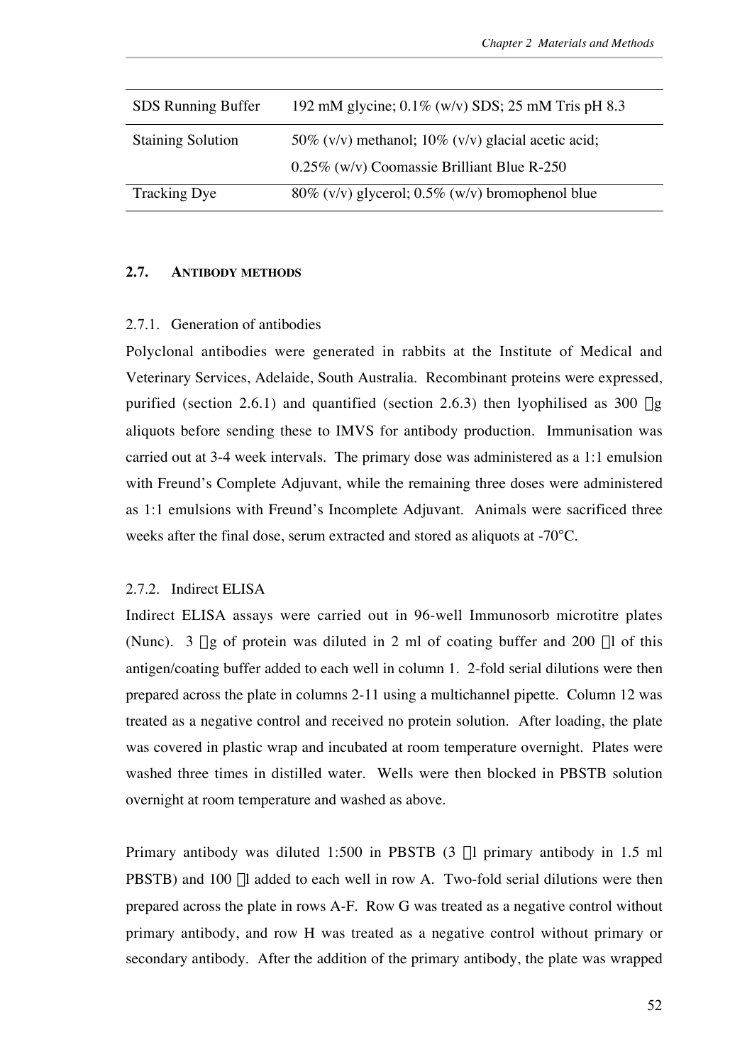| SDS Running Buffer | 192 mM glycine; 0.1% (w/v) SDS; 25 mM Tris pH 8.3 |
| --- | --- |
| Staining Solution | 50% (v/v) methanol; 10% (v/v) glacial acetic acid; 0.25% (w/v) Coomassie Brilliant Blue R-250 |
| Tracking Dye | 80% (v/v) glycerol; 0.5% (w/v) bromophenol blue |

## 2.7. ANTIBODY METHODS

### 2.7.1. Generation of antibodies

Polyclonal antibodies were generated in rabbits at the Institute of Medical and Veterinary Services, Adelaide, South Australia. Recombinant proteins were expressed, purified (section 2.6.1) and quantified (section 2.6.3) then lyophilised as 300 μg aliquots before sending these to IMVS for antibody production. Immunisation was carried out at 3-4 week intervals. The primary dose was administered as a 1:1 emulsion with Freund's Complete Adjuvant, while the remaining three doses were administered as 1:1 emulsions with Freund's Incomplete Adjuvant. Animals were sacrificed three weeks after the final dose, serum extracted and stored as aliquots at -70°C.

### 2.7.2. Indirect ELISA

Indirect ELISA assays were carried out in 96-well Immunosorb microtitre plates (Nunc). 3 μg of protein was diluted in 2 ml of coating buffer and 200 μl of this antigen/coating buffer added to each well in column 1. 2-fold serial dilutions were then prepared across the plate in columns 2-11 using a multichannel pipette. Column 12 was treated as a negative control and received no protein solution. After loading, the plate was covered in plastic wrap and incubated at room temperature overnight. Plates were washed three times in distilled water. Wells were then blocked in PBSTB solution overnight at room temperature and washed as above.

Primary antibody was diluted 1:500 in PBSTB (3 μl primary antibody in 1.5 ml PBSTB) and 100 μl added to each well in row A. Two-fold serial dilutions were then prepared across the plate in rows A-F. Row G was treated as a negative control without primary antibody, and row H was treated as a negative control without primary or secondary antibody. After the addition of the primary antibody, the plate was wrapped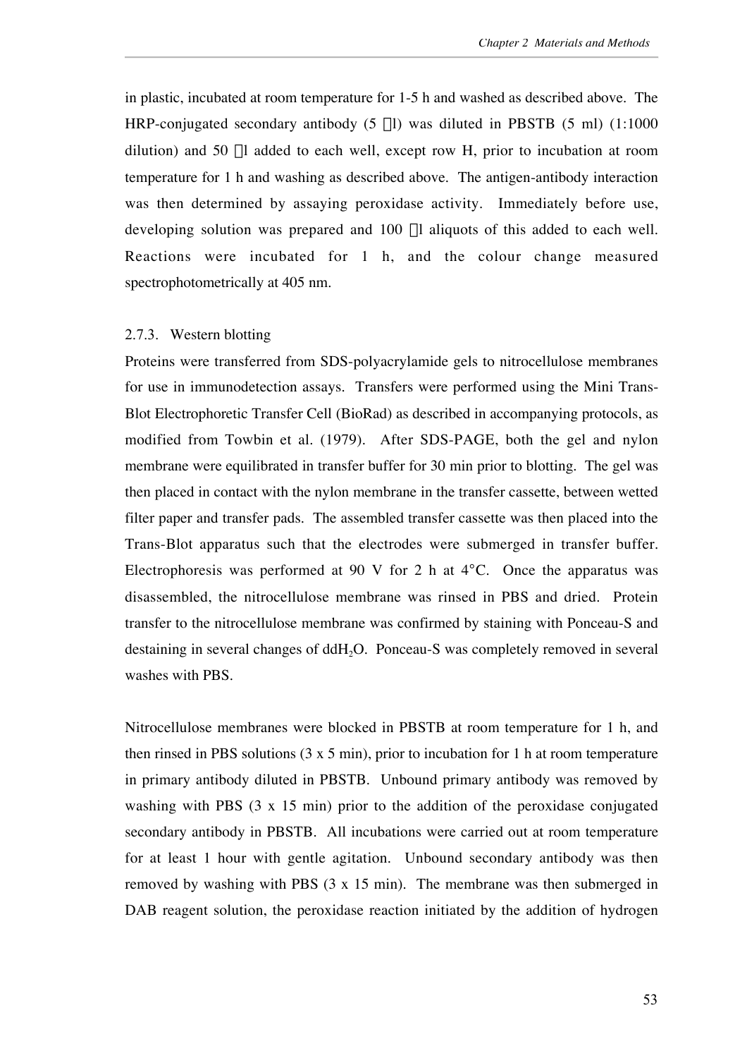in plastic, incubated at room temperature for 1-5 h and washed as described above. The HRP-conjugated secondary antibody (5 μl) was diluted in PBSTB (5 ml) (1:1000 dilution) and 50 μl added to each well, except row H, prior to incubation at room temperature for 1 h and washing as described above. The antigen-antibody interaction was then determined by assaying peroxidase activity. Immediately before use, developing solution was prepared and 100 μl aliquots of this added to each well. Reactions were incubated for 1 h, and the colour change measured spectrophotometrically at 405 nm.

### 2.7.3. Western blotting

Proteins were transferred from SDS-polyacrylamide gels to nitrocellulose membranes for use in immunodetection assays. Transfers were performed using the Mini Trans-Blot Electrophoretic Transfer Cell (BioRad) as described in accompanying protocols, as modified from Towbin et al. (1979). After SDS-PAGE, both the gel and nylon membrane were equilibrated in transfer buffer for 30 min prior to blotting. The gel was then placed in contact with the nylon membrane in the transfer cassette, between wetted filter paper and transfer pads. The assembled transfer cassette was then placed into the Trans-Blot apparatus such that the electrodes were submerged in transfer buffer. Electrophoresis was performed at 90 V for 2 h at 4°C. Once the apparatus was disassembled, the nitrocellulose membrane was rinsed in PBS and dried. Protein transfer to the nitrocellulose membrane was confirmed by staining with Ponceau-S and destaining in several changes of $ddH_2O$. Ponceau-S was completely removed in several washes with PBS.

Nitrocellulose membranes were blocked in PBSTB at room temperature for 1 h, and then rinsed in PBS solutions (3 x 5 min), prior to incubation for 1 h at room temperature in primary antibody diluted in PBSTB. Unbound primary antibody was removed by washing with PBS (3 x 15 min) prior to the addition of the peroxidase conjugated secondary antibody in PBSTB. All incubations were carried out at room temperature for at least 1 hour with gentle agitation. Unbound secondary antibody was then removed by washing with PBS (3 x 15 min). The membrane was then submerged in DAB reagent solution, the peroxidase reaction initiated by the addition of hydrogen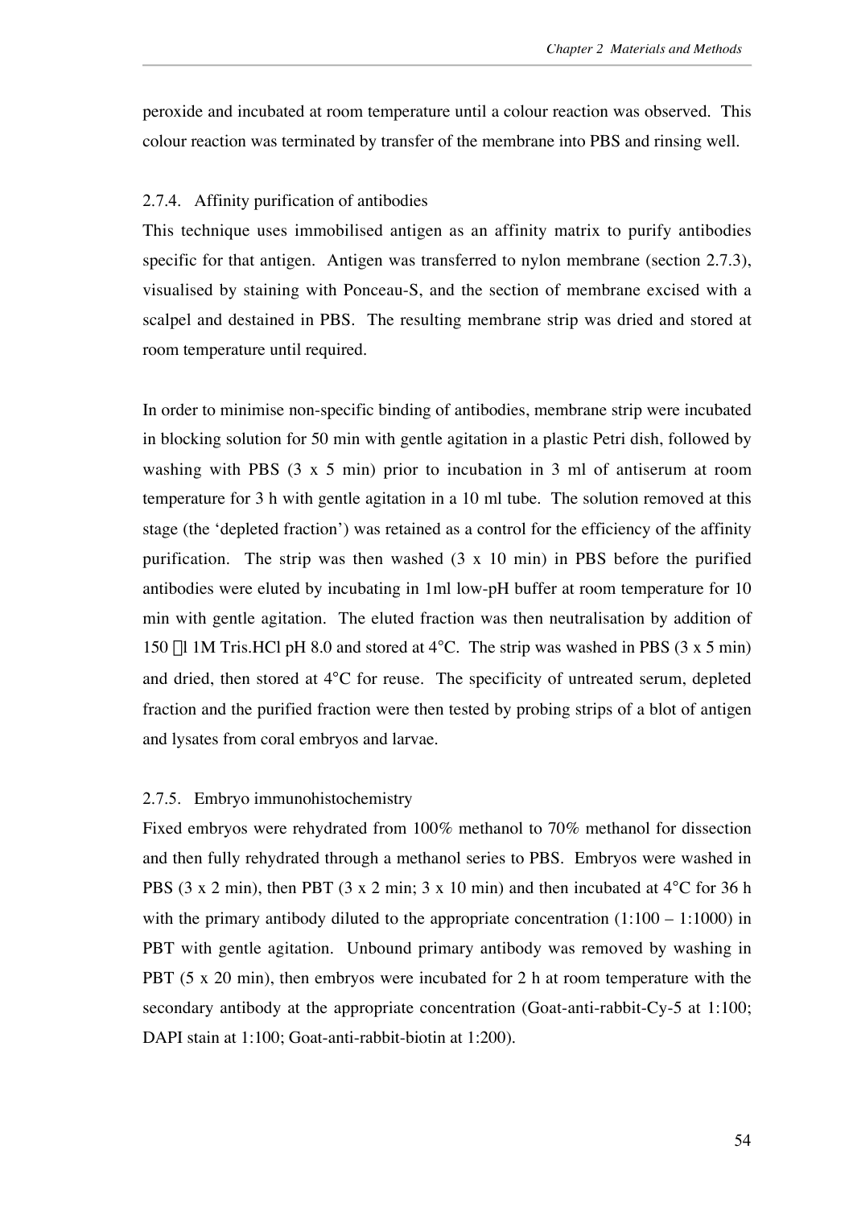peroxide and incubated at room temperature until a colour reaction was observed. This colour reaction was terminated by transfer of the membrane into PBS and rinsing well.

### 2.7.4. Affinity purification of antibodies

This technique uses immobilised antigen as an affinity matrix to purify antibodies specific for that antigen. Antigen was transferred to nylon membrane (section 2.7.3), visualised by staining with Ponceau-S, and the section of membrane excised with a scalpel and destained in PBS. The resulting membrane strip was dried and stored at room temperature until required.

In order to minimise non-specific binding of antibodies, membrane strip were incubated in blocking solution for 50 min with gentle agitation in a plastic Petri dish, followed by washing with PBS (3 x 5 min) prior to incubation in 3 ml of antiserum at room temperature for 3 h with gentle agitation in a 10 ml tube. The solution removed at this stage (the 'depleted fraction') was retained as a control for the efficiency of the affinity purification. The strip was then washed (3 x 10 min) in PBS before the purified antibodies were eluted by incubating in 1ml low-pH buffer at room temperature for 10 min with gentle agitation. The eluted fraction was then neutralisation by addition of 150 μl 1M Tris.HCl pH 8.0 and stored at 4°C. The strip was washed in PBS (3 x 5 min) and dried, then stored at 4°C for reuse. The specificity of untreated serum, depleted fraction and the purified fraction were then tested by probing strips of a blot of antigen and lysates from coral embryos and larvae.

### 2.7.5. Embryo immunohistochemistry

Fixed embryos were rehydrated from 100% methanol to 70% methanol for dissection and then fully rehydrated through a methanol series to PBS. Embryos were washed in PBS (3 x 2 min), then PBT (3 x 2 min; 3 x 10 min) and then incubated at 4°C for 36 h with the primary antibody diluted to the appropriate concentration (1:100 – 1:1000) in PBT with gentle agitation. Unbound primary antibody was removed by washing in PBT (5 x 20 min), then embryos were incubated for 2 h at room temperature with the secondary antibody at the appropriate concentration (Goat-anti-rabbit-Cy-5 at 1:100; DAPI stain at 1:100; Goat-anti-rabbit-biotin at 1:200).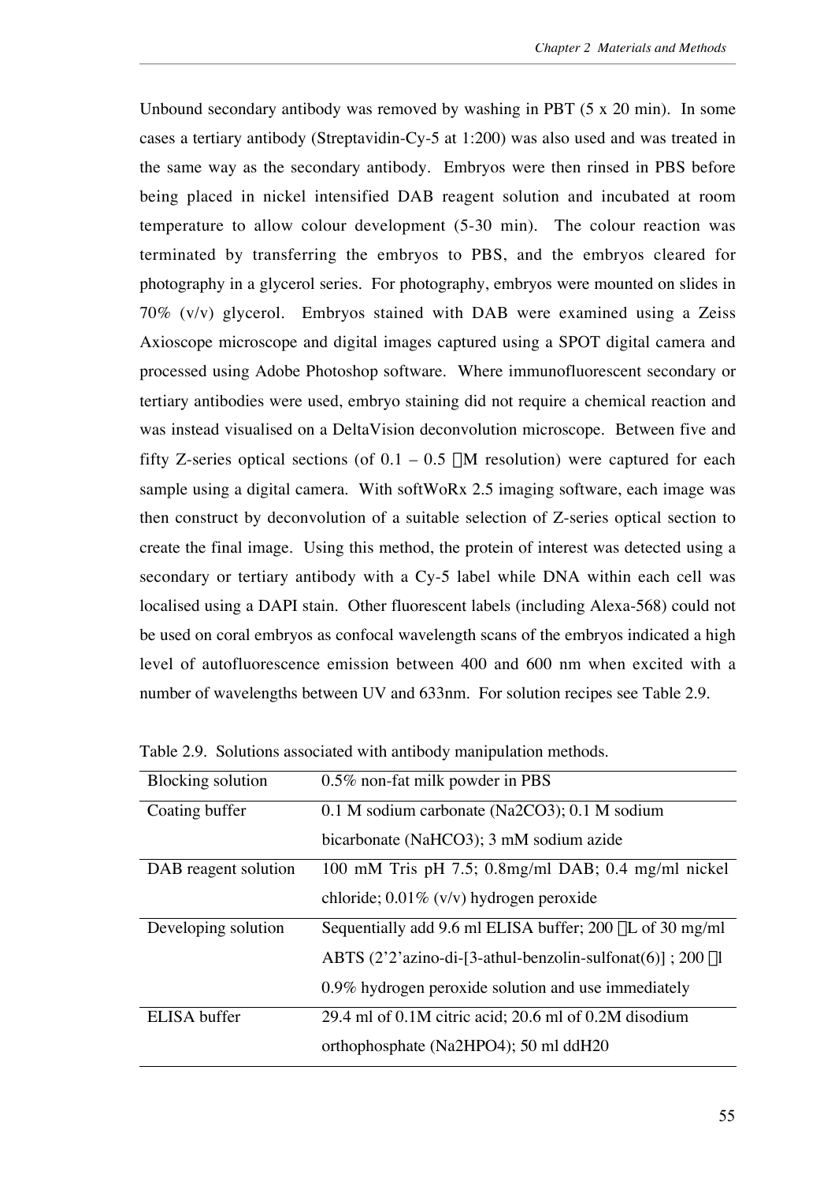Unbound secondary antibody was removed by washing in PBT (5 x 20 min). In some cases a tertiary antibody (Streptavidin-Cy-5 at 1:200) was also used and was treated in the same way as the secondary antibody. Embryos were then rinsed in PBS before being placed in nickel intensified DAB reagent solution and incubated at room temperature to allow colour development (5-30 min). The colour reaction was terminated by transferring the embryos to PBS, and the embryos cleared for photography in a glycerol series. For photography, embryos were mounted on slides in 70% (v/v) glycerol. Embryos stained with DAB were examined using a Zeiss Axioscope microscope and digital images captured using a SPOT digital camera and processed using Adobe Photoshop software. Where immunofluorescent secondary or tertiary antibodies were used, embryo staining did not require a chemical reaction and was instead visualised on a DeltaVision deconvolution microscope. Between five and fifty Z-series optical sections (of 0.1 – 0.5 μM resolution) were captured for each sample using a digital camera. With softWoRx 2.5 imaging software, each image was then construct by deconvolution of a suitable selection of Z-series optical section to create the final image. Using this method, the protein of interest was detected using a secondary or tertiary antibody with a Cy-5 label while DNA within each cell was localised using a DAPI stain. Other fluorescent labels (including Alexa-568) could not be used on coral embryos as confocal wavelength scans of the embryos indicated a high level of autofluorescence emission between 400 and 600 nm when excited with a number of wavelengths between UV and 633nm. For solution recipes see Table 2.9.

Table 2.9. Solutions associated with antibody manipulation methods.

| | |
|---|---|
| Blocking solution | 0.5% non-fat milk powder in PBS |
| Coating buffer | 0.1 M sodium carbonate ($Na_2CO_3$); 0.1 M sodium bicarbonate ($NaHCO_3$); 3 mM sodium azide |
| DAB reagent solution | 100 mM Tris pH 7.5; 0.8mg/ml DAB; 0.4 mg/ml nickel chloride; 0.01% (v/v) hydrogen peroxide |
| Developing solution | Sequentially add 9.6 ml ELISA buffer; 200 μL of 30 mg/ml ABTS (2'2'azino-di-[3-athul-benzolin-sulfonat(6)] ; 200 μl 0.9% hydrogen peroxide solution and use immediately |
| ELISA buffer | 29.4 ml of 0.1M citric acid; 20.6 ml of 0.2M disodium orthophosphate ($Na_2HPO_4$); 50 ml $ddH_2O$ |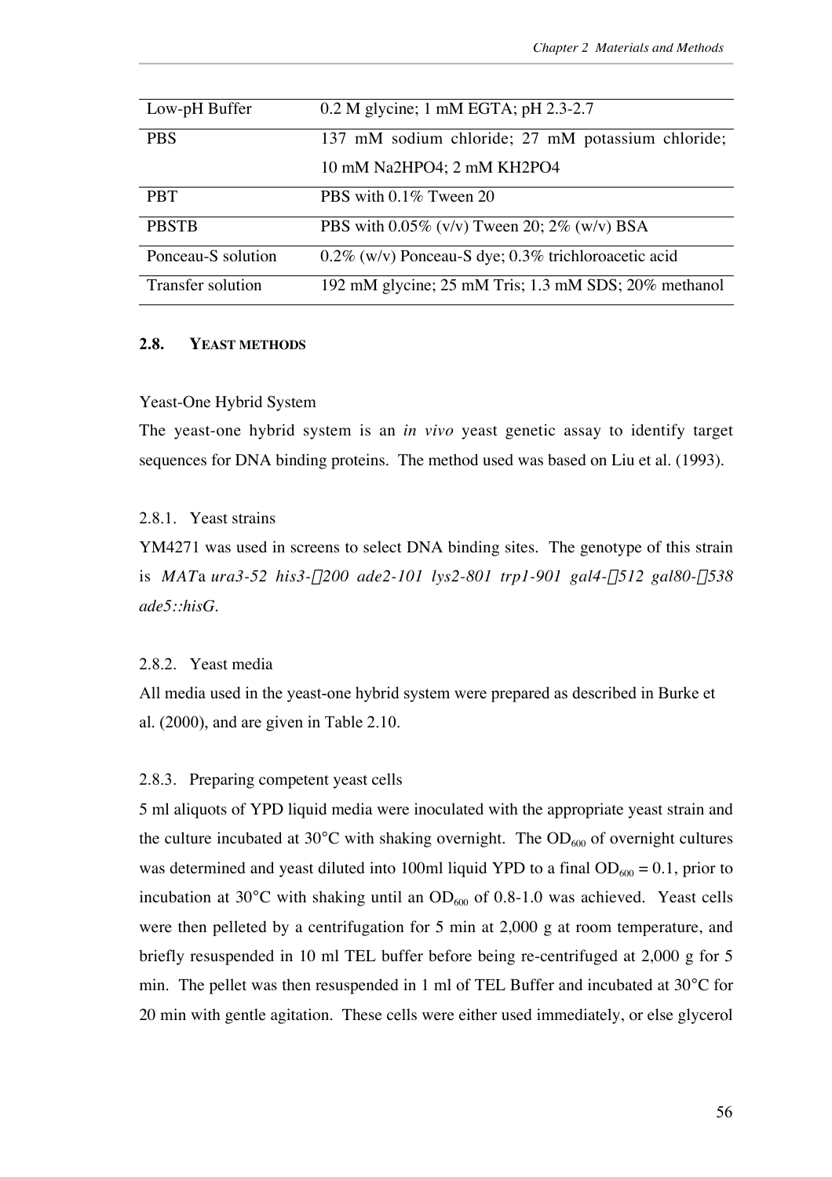| Low-pH Buffer | 0.2 M glycine; 1 mM EGTA; pH 2.3-2.7 |
|---|---|
| PBS | 137 mM sodium chloride; 27 mM potassium chloride; 10 mM Na2HPO4; 2 mM KH2PO4 |
| PBT | PBS with 0.1% Tween 20 |
| PBSTB | PBS with 0.05% (v/v) Tween 20; 2% (w/v) BSA |
| Ponceau-S solution | 0.2% (w/v) Ponceau-S dye; 0.3% trichloroacetic acid |
| Transfer solution | 192 mM glycine; 25 mM Tris; 1.3 mM SDS; 20% methanol |

### 2.8. YEAST METHODS

Yeast-One Hybrid System

The yeast-one hybrid system is an *in vivo* yeast genetic assay to identify target sequences for DNA binding proteins. The method used was based on Liu et al. (1993).

#### 2.8.1. Yeast strains

YM4271 was used in screens to select DNA binding sites. The genotype of this strain is *MAT*a *ura3-52 his3-*200 *ade2-101 lys2-801 trp1-901 gal4-*512 *gal80-*538 *ade5::hisG*.

#### 2.8.2. Yeast media

All media used in the yeast-one hybrid system were prepared as described in Burke et al. (2000), and are given in Table 2.10.

#### 2.8.3. Preparing competent yeast cells

5 ml aliquots of YPD liquid media were inoculated with the appropriate yeast strain and the culture incubated at 30°C with shaking overnight. The $OD_{600}$ of overnight cultures was determined and yeast diluted into 100ml liquid YPD to a final $OD_{600}$ = 0.1, prior to incubation at 30°C with shaking until an $OD_{600}$ of 0.8-1.0 was achieved. Yeast cells were then pelleted by a centrifugation for 5 min at 2,000 g at room temperature, and briefly resuspended in 10 ml TEL buffer before being re-centrifuged at 2,000 g for 5 min. The pellet was then resuspended in 1 ml of TEL Buffer and incubated at 30°C for 20 min with gentle agitation. These cells were either used immediately, or else glycerol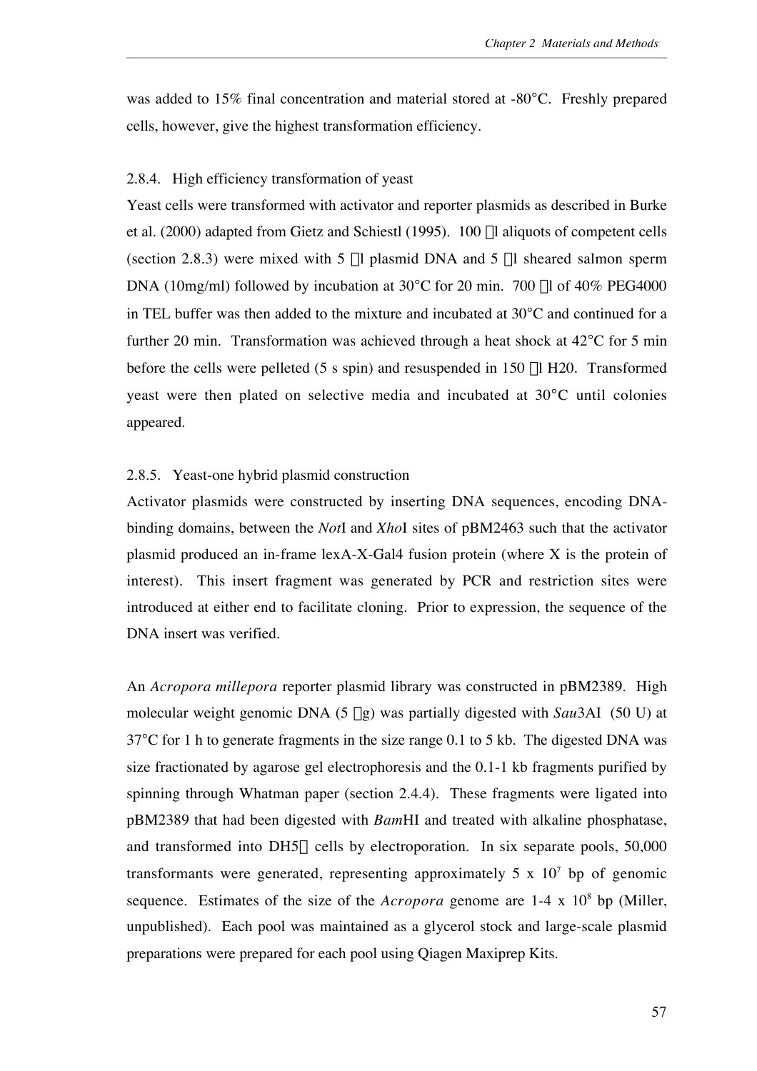was added to 15% final concentration and material stored at -80°C. Freshly prepared cells, however, give the highest transformation efficiency.

### 2.8.4. High efficiency transformation of yeast

Yeast cells were transformed with activator and reporter plasmids as described in Burke et al. (2000) adapted from Gietz and Schiestl (1995). 100 μl aliquots of competent cells (section 2.8.3) were mixed with 5 μl plasmid DNA and 5 μl sheared salmon sperm DNA (10mg/ml) followed by incubation at 30°C for 20 min. 700 μl of 40% PEG4000 in TEL buffer was then added to the mixture and incubated at 30°C and continued for a further 20 min. Transformation was achieved through a heat shock at 42°C for 5 min before the cells were pelleted (5 s spin) and resuspended in 150 μl H20. Transformed yeast were then plated on selective media and incubated at 30°C until colonies appeared.

### 2.8.5. Yeast-one hybrid plasmid construction

Activator plasmids were constructed by inserting DNA sequences, encoding DNA-binding domains, between the *Not*I and *Xho*I sites of pBM2463 such that the activator plasmid produced an in-frame lexA-X-Gal4 fusion protein (where X is the protein of interest). This insert fragment was generated by PCR and restriction sites were introduced at either end to facilitate cloning. Prior to expression, the sequence of the DNA insert was verified.

An *Acropora millepora* reporter plasmid library was constructed in pBM2389. High molecular weight genomic DNA (5 μg) was partially digested with *Sau*3AI (50 U) at 37°C for 1 h to generate fragments in the size range 0.1 to 5 kb. The digested DNA was size fractionated by agarose gel electrophoresis and the 0.1-1 kb fragments purified by spinning through Whatman paper (section 2.4.4). These fragments were ligated into pBM2389 that had been digested with *Bam*HI and treated with alkaline phosphatase, and transformed into DH5α cells by electroporation. In six separate pools, 50,000 transformants were generated, representing approximately 5 x $10^7$ bp of genomic sequence. Estimates of the size of the *Acropora* genome are 1-4 x $10^8$ bp (Miller, unpublished). Each pool was maintained as a glycerol stock and large-scale plasmid preparations were prepared for each pool using Qiagen Maxiprep Kits.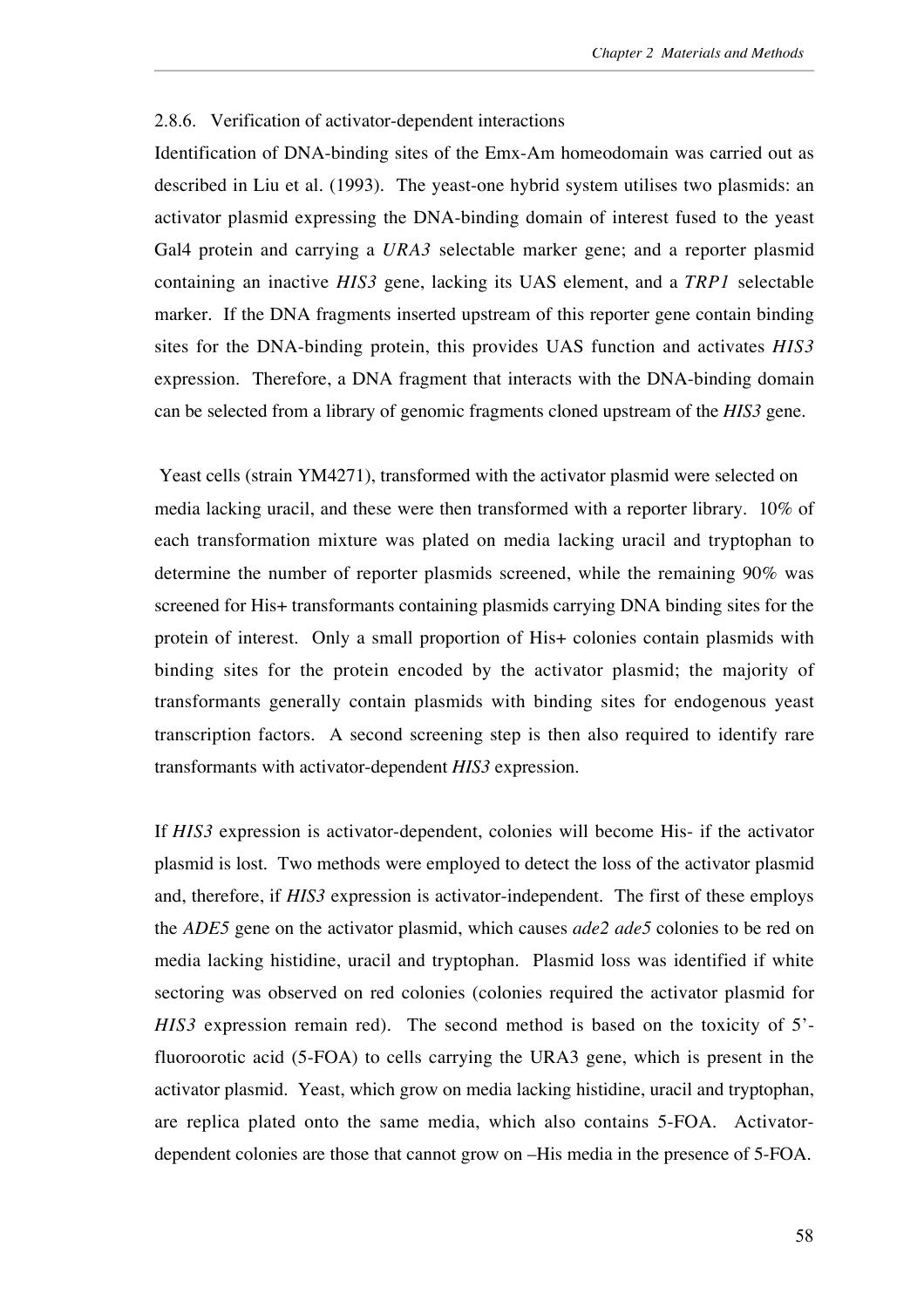2.8.6. Verification of activator-dependent interactions

Identification of DNA-binding sites of the Emx-Am homeodomain was carried out as described in Liu et al. (1993). The yeast-one hybrid system utilises two plasmids: an activator plasmid expressing the DNA-binding domain of interest fused to the yeast Gal4 protein and carrying a *URA3* selectable marker gene; and a reporter plasmid containing an inactive *HIS3* gene, lacking its UAS element, and a *TRP1* selectable marker. If the DNA fragments inserted upstream of this reporter gene contain binding sites for the DNA-binding protein, this provides UAS function and activates *HIS3* expression. Therefore, a DNA fragment that interacts with the DNA-binding domain can be selected from a library of genomic fragments cloned upstream of the *HIS3* gene.

Yeast cells (strain YM4271), transformed with the activator plasmid were selected on media lacking uracil, and these were then transformed with a reporter library. 10% of each transformation mixture was plated on media lacking uracil and tryptophan to determine the number of reporter plasmids screened, while the remaining 90% was screened for His+ transformants containing plasmids carrying DNA binding sites for the protein of interest. Only a small proportion of His+ colonies contain plasmids with binding sites for the protein encoded by the activator plasmid; the majority of transformants generally contain plasmids with binding sites for endogenous yeast transcription factors. A second screening step is then also required to identify rare transformants with activator-dependent *HIS3* expression.

If *HIS3* expression is activator-dependent, colonies will become His- if the activator plasmid is lost. Two methods were employed to detect the loss of the activator plasmid and, therefore, if *HIS3* expression is activator-independent. The first of these employs the *ADE5* gene on the activator plasmid, which causes *ade2 ade5* colonies to be red on media lacking histidine, uracil and tryptophan. Plasmid loss was identified if white sectoring was observed on red colonies (colonies required the activator plasmid for *HIS3* expression remain red). The second method is based on the toxicity of 5'-fluoroorotic acid (5-FOA) to cells carrying the URA3 gene, which is present in the activator plasmid. Yeast, which grow on media lacking histidine, uracil and tryptophan, are replica plated onto the same media, which also contains 5-FOA. Activator-dependent colonies are those that cannot grow on –His media in the presence of 5-FOA.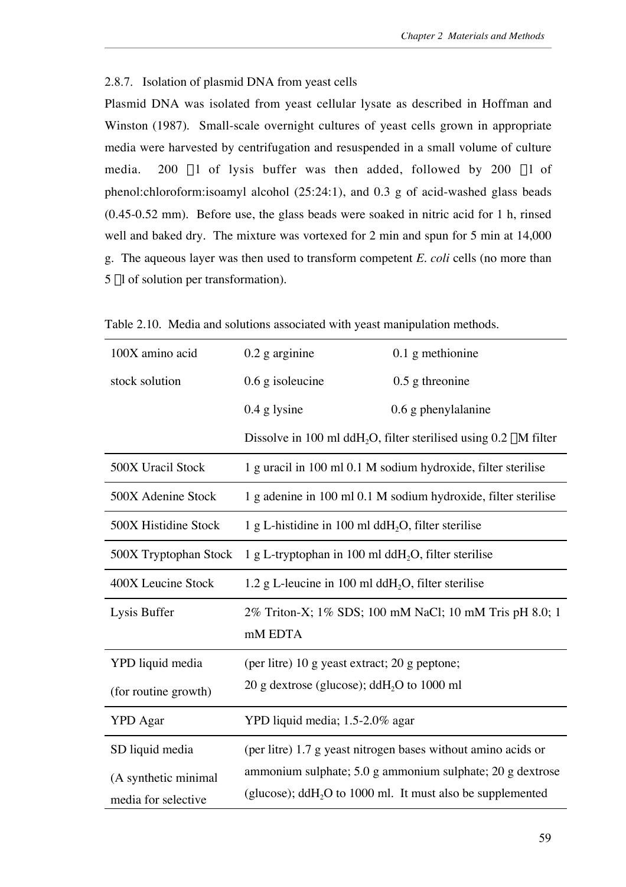### 2.8.7. Isolation of plasmid DNA from yeast cells

Plasmid DNA was isolated from yeast cellular lysate as described in Hoffman and Winston (1987). Small-scale overnight cultures of yeast cells grown in appropriate media were harvested by centrifugation and resuspended in a small volume of culture media. 200 µl of lysis buffer was then added, followed by 200 µl of phenol:chloroform:isoamyl alcohol (25:24:1), and 0.3 g of acid-washed glass beads (0.45-0.52 mm). Before use, the glass beads were soaked in nitric acid for 1 h, rinsed well and baked dry. The mixture was vortexed for 2 min and spun for 5 min at 14,000 g. The aqueous layer was then used to transform competent *E. coli* cells (no more than 5 µl of solution per transformation).

Table 2.10. Media and solutions associated with yeast manipulation methods.

| | | |
|---|---|---|
| 100X amino acid stock solution | 0.2 g arginine | 0.1 g methionine |
| | 0.6 g isoleucine | 0.5 g threonine |
| | 0.4 g lysine | 0.6 g phenylalanine |
| | Dissolve in 100 ml $ddH_2O$, filter sterilised using 0.2 µM filter | |
| 500X Uracil Stock | 1 g uracil in 100 ml 0.1 M sodium hydroxide, filter sterilise | |
| 500X Adenine Stock | 1 g adenine in 100 ml 0.1 M sodium hydroxide, filter sterilise | |
| 500X Histidine Stock | 1 g L-histidine in 100 ml $ddH_2O$, filter sterilise | |
| 500X Tryptophan Stock | 1 g L-tryptophan in 100 ml $ddH_2O$, filter sterilise | |
| 400X Leucine Stock | 1.2 g L-leucine in 100 ml $ddH_2O$, filter sterilise | |
| Lysis Buffer | 2% Triton-X; 1% SDS; 100 mM NaCl; 10 mM Tris pH 8.0; 1 mM EDTA | |
| YPD liquid media (for routine growth) | (per litre) 10 g yeast extract; 20 g peptone; 20 g dextrose (glucose); $ddH_2O$ to 1000 ml | |
| YPD Agar | YPD liquid media; 1.5-2.0% agar | |
| SD liquid media (A synthetic minimal media for selective | (per litre) 1.7 g yeast nitrogen bases without amino acids or ammonium sulphate; 5.0 g ammonium sulphate; 20 g dextrose (glucose); $ddH_2O$ to 1000 ml. It must also be supplemented | |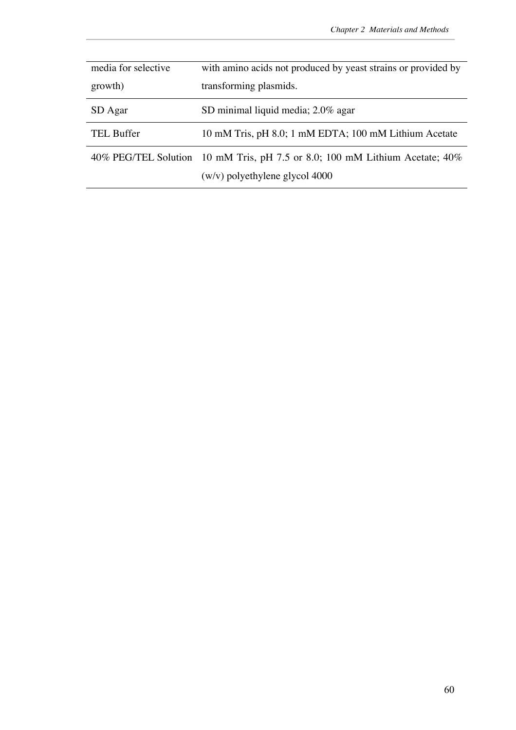| | |
|---|---|
| media for selective growth) | with amino acids not produced by yeast strains or provided by transforming plasmids. |
| SD Agar | SD minimal liquid media; 2.0% agar |
| TEL Buffer | 10 mM Tris, pH 8.0; 1 mM EDTA; 100 mM Lithium Acetate |
| 40% PEG/TEL Solution | 10 mM Tris, pH 7.5 or 8.0; 100 mM Lithium Acetate; 40% (w/v) polyethylene glycol 4000 |